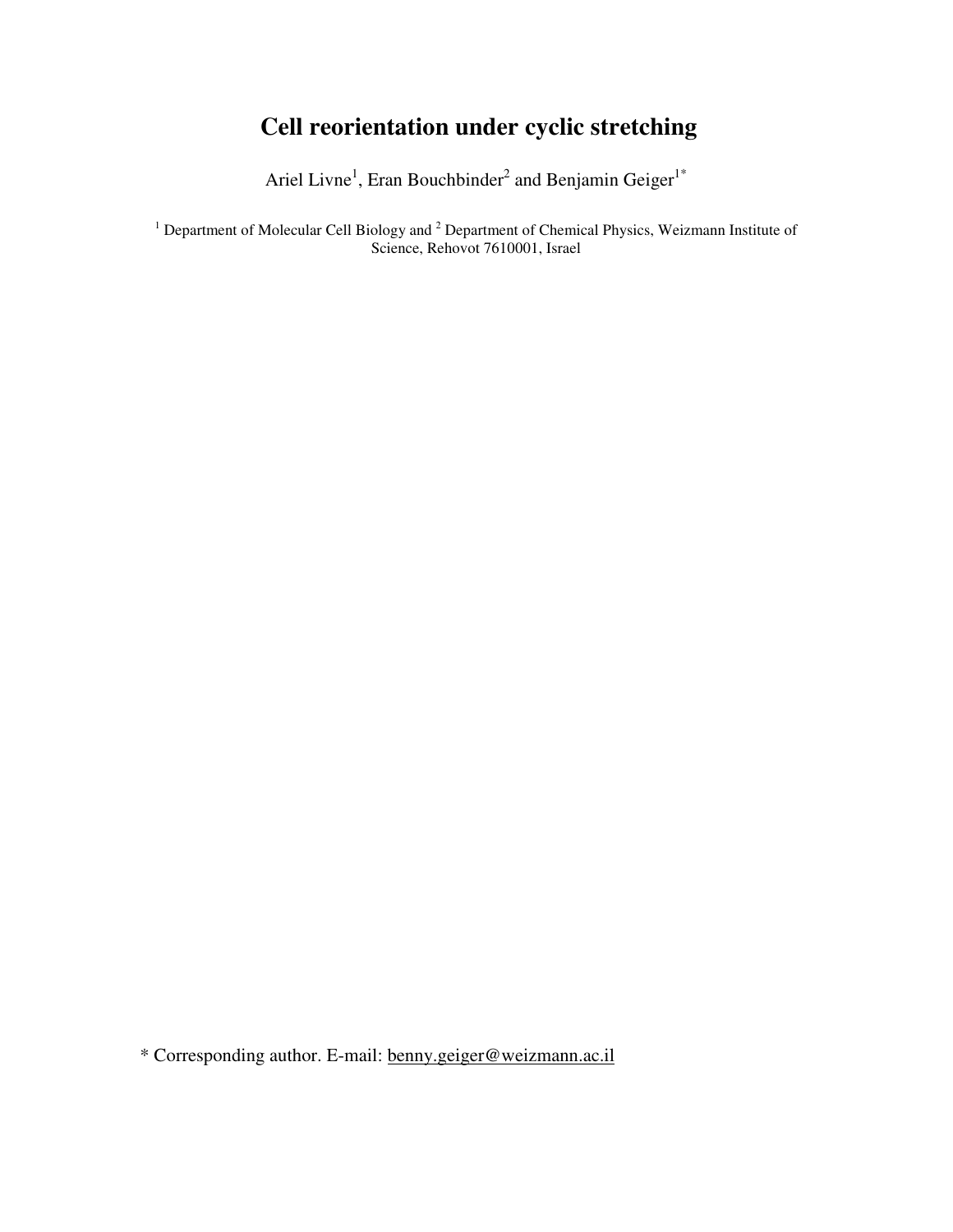# Cell reorientation under cyclic stretching

Ariel Livne[1], Eran Bouchbinder[2] and Benjamin Geiger[1*]

[1] Department of Molecular Cell Biology and [2] Department of Chemical Physics, Weizmann Institute of Science, Rehovot 7610001, Israel

* Corresponding author. E-mail: benny.geiger@weizmann.ac.il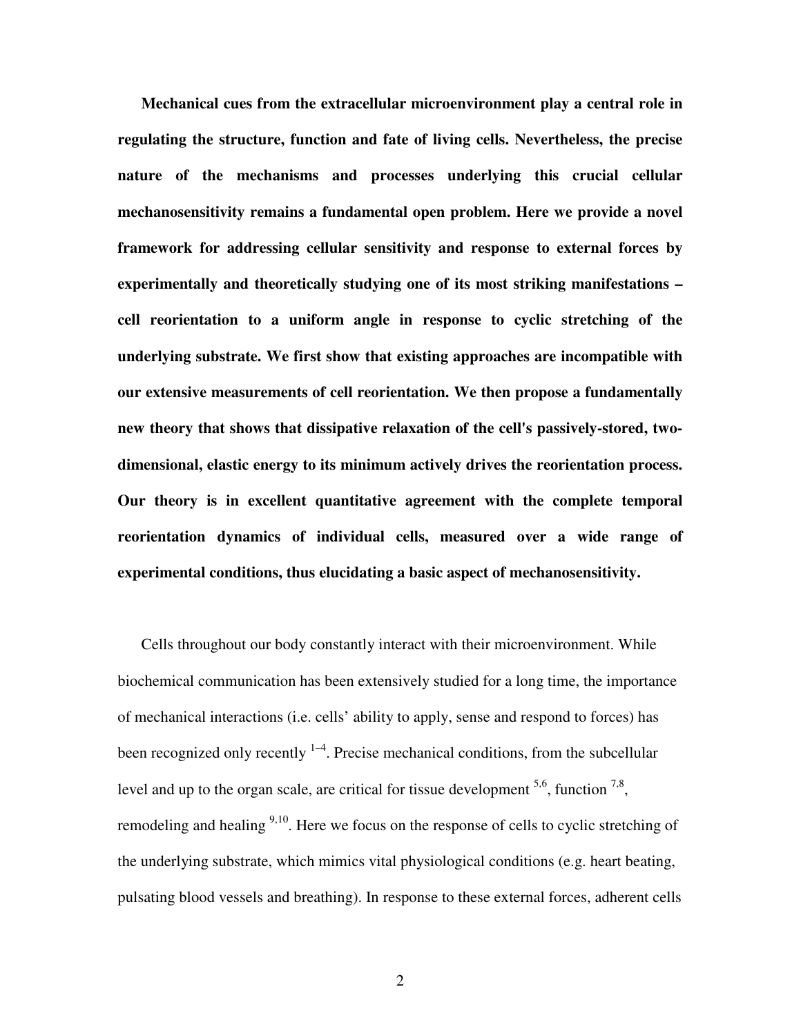**Mechanical cues from the extracellular microenvironment play a central role in regulating the structure, function and fate of living cells. Nevertheless, the precise nature of the mechanisms and processes underlying this crucial cellular mechanosensitivity remains a fundamental open problem. Here we provide a novel framework for addressing cellular sensitivity and response to external forces by experimentally and theoretically studying one of its most striking manifestations – cell reorientation to a uniform angle in response to cyclic stretching of the underlying substrate. We first show that existing approaches are incompatible with our extensive measurements of cell reorientation. We then propose a fundamentally new theory that shows that dissipative relaxation of the cell's passively-stored, two-dimensional, elastic energy to its minimum actively drives the reorientation process. Our theory is in excellent quantitative agreement with the complete temporal reorientation dynamics of individual cells, measured over a wide range of experimental conditions, thus elucidating a basic aspect of mechanosensitivity.**

Cells throughout our body constantly interact with their microenvironment. While biochemical communication has been extensively studied for a long time, the importance of mechanical interactions (i.e. cells' ability to apply, sense and respond to forces) has been recognized only recently [1–4]. Precise mechanical conditions, from the subcellular level and up to the organ scale, are critical for tissue development [5,6], function [7,8], remodeling and healing [9,10]. Here we focus on the response of cells to cyclic stretching of the underlying substrate, which mimics vital physiological conditions (e.g. heart beating, pulsating blood vessels and breathing). In response to these external forces, adherent cells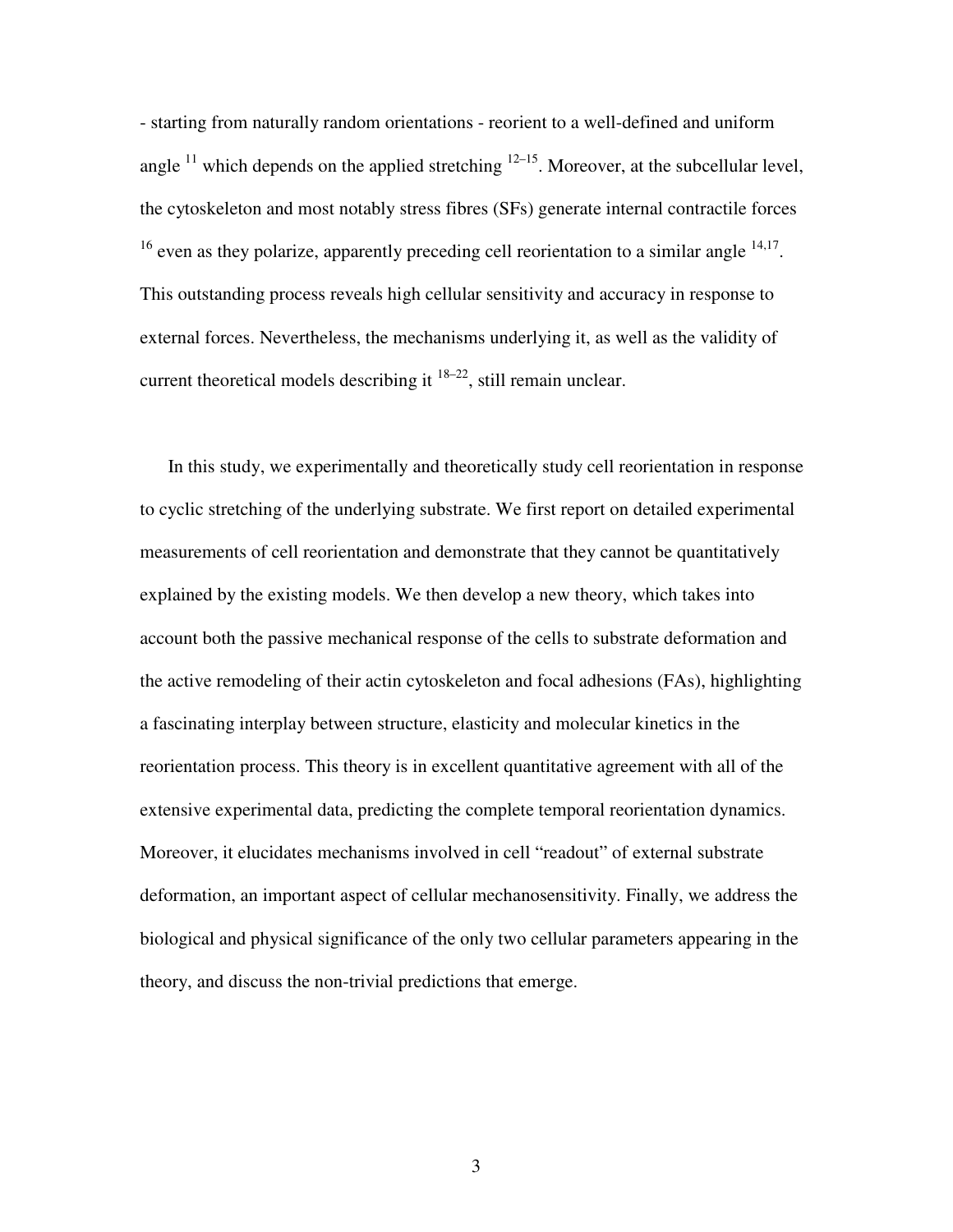- starting from naturally random orientations - reorient to a well-defined and uniform angle [11] which depends on the applied stretching [12–15]. Moreover, at the subcellular level, the cytoskeleton and most notably stress fibres (SFs) generate internal contractile forces [16] even as they polarize, apparently preceding cell reorientation to a similar angle [14,17]. This outstanding process reveals high cellular sensitivity and accuracy in response to external forces. Nevertheless, the mechanisms underlying it, as well as the validity of current theoretical models describing it [18–22], still remain unclear.

In this study, we experimentally and theoretically study cell reorientation in response to cyclic stretching of the underlying substrate. We first report on detailed experimental measurements of cell reorientation and demonstrate that they cannot be quantitatively explained by the existing models. We then develop a new theory, which takes into account both the passive mechanical response of the cells to substrate deformation and the active remodeling of their actin cytoskeleton and focal adhesions (FAs), highlighting a fascinating interplay between structure, elasticity and molecular kinetics in the reorientation process. This theory is in excellent quantitative agreement with all of the extensive experimental data, predicting the complete temporal reorientation dynamics. Moreover, it elucidates mechanisms involved in cell "readout" of external substrate deformation, an important aspect of cellular mechanosensitivity. Finally, we address the biological and physical significance of the only two cellular parameters appearing in the theory, and discuss the non-trivial predictions that emerge.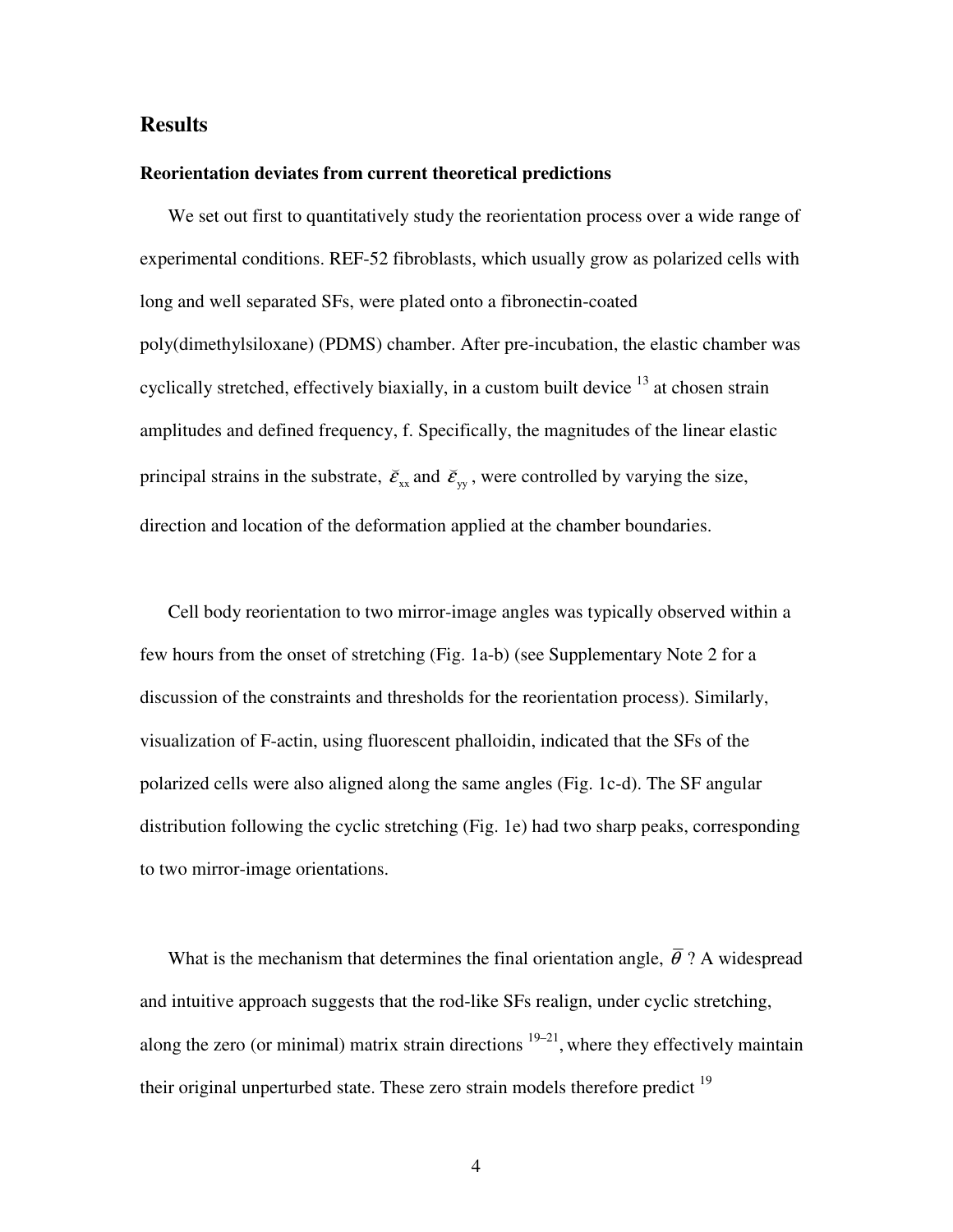## Results

### Reorientation deviates from current theoretical predictions

We set out first to quantitatively study the reorientation process over a wide range of experimental conditions. REF-52 fibroblasts, which usually grow as polarized cells with long and well separated SFs, were plated onto a fibronectin-coated poly(dimethylsiloxane) (PDMS) chamber. After pre-incubation, the elastic chamber was cyclically stretched, effectively biaxially, in a custom built device [13] at chosen strain amplitudes and defined frequency, f. Specifically, the magnitudes of the linear elastic principal strains in the substrate, $\breve{\varepsilon}_{xx}$ and $\breve{\varepsilon}_{yy}$, were controlled by varying the size, direction and location of the deformation applied at the chamber boundaries.

Cell body reorientation to two mirror-image angles was typically observed within a few hours from the onset of stretching (Fig. 1a-b) (see Supplementary Note 2 for a discussion of the constraints and thresholds for the reorientation process). Similarly, visualization of F-actin, using fluorescent phalloidin, indicated that the SFs of the polarized cells were also aligned along the same angles (Fig. 1c-d). The SF angular distribution following the cyclic stretching (Fig. 1e) had two sharp peaks, corresponding to two mirror-image orientations.

What is the mechanism that determines the final orientation angle, $\overline{\theta}$? A widespread and intuitive approach suggests that the rod-like SFs realign, under cyclic stretching, along the zero (or minimal) matrix strain directions [19–21], where they effectively maintain their original unperturbed state. These zero strain models therefore predict [19]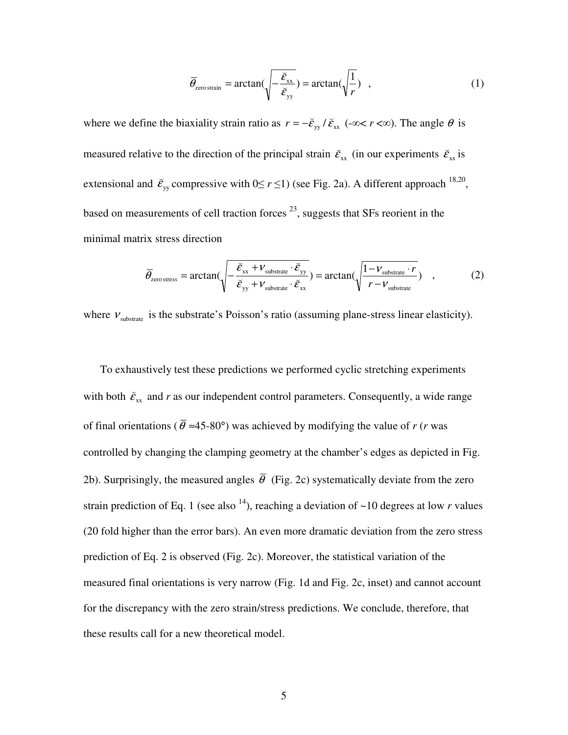$$\bar{\theta}_{\text{zero strain}} = \arctan(\sqrt{-\frac{\breve{\varepsilon}_{\text{xx}}}{\breve{\varepsilon}_{\text{yy}}}}) = \arctan(\sqrt{\frac{1}{r}}) \quad , \tag{1}$$

where we define the biaxiality strain ratio as $r = -\breve{\varepsilon}_{\text{yy}} / \breve{\varepsilon}_{\text{xx}}$ ($-\infty < r < \infty$). The angle $\theta$ is measured relative to the direction of the principal strain $\breve{\varepsilon}_{\text{xx}}$ (in our experiments $\breve{\varepsilon}_{\text{xx}}$ is extensional and $\breve{\varepsilon}_{\text{yy}}$ compressive with $0 \leq r \leq 1$) (see Fig. 2a). A different approach [18,20], based on measurements of cell traction forces [23], suggests that SFs reorient in the minimal matrix stress direction

$$\bar{\theta}_{\text{zero stress}} = \arctan(\sqrt{-\frac{\breve{\varepsilon}_{\text{xx}} + \nu_{\text{substrate}} \cdot \breve{\varepsilon}_{\text{yy}}}{\breve{\varepsilon}_{\text{yy}} + \nu_{\text{substrate}} \cdot \breve{\varepsilon}_{\text{xx}}}}) = \arctan(\sqrt{\frac{1 - \nu_{\text{substrate}} \cdot r}{r - \nu_{\text{substrate}}}}) \quad , \tag{2}$$

where $\nu_{\text{substrate}}$ is the substrate's Poisson's ratio (assuming plane-stress linear elasticity).

To exhaustively test these predictions we performed cyclic stretching experiments with both $\breve{\varepsilon}_{\text{xx}}$ and $r$ as our independent control parameters. Consequently, a wide range of final orientations ($\bar{\theta} \approx$45-80°) was achieved by modifying the value of $r$ ($r$ was controlled by changing the clamping geometry at the chamber's edges as depicted in Fig. 2b). Surprisingly, the measured angles $\bar{\theta}$ (Fig. 2c) systematically deviate from the zero strain prediction of Eq. 1 (see also [14]), reaching a deviation of ~10 degrees at low $r$ values (20 fold higher than the error bars). An even more dramatic deviation from the zero stress prediction of Eq. 2 is observed (Fig. 2c). Moreover, the statistical variation of the measured final orientations is very narrow (Fig. 1d and Fig. 2c, inset) and cannot account for the discrepancy with the zero strain/stress predictions. We conclude, therefore, that these results call for a new theoretical model.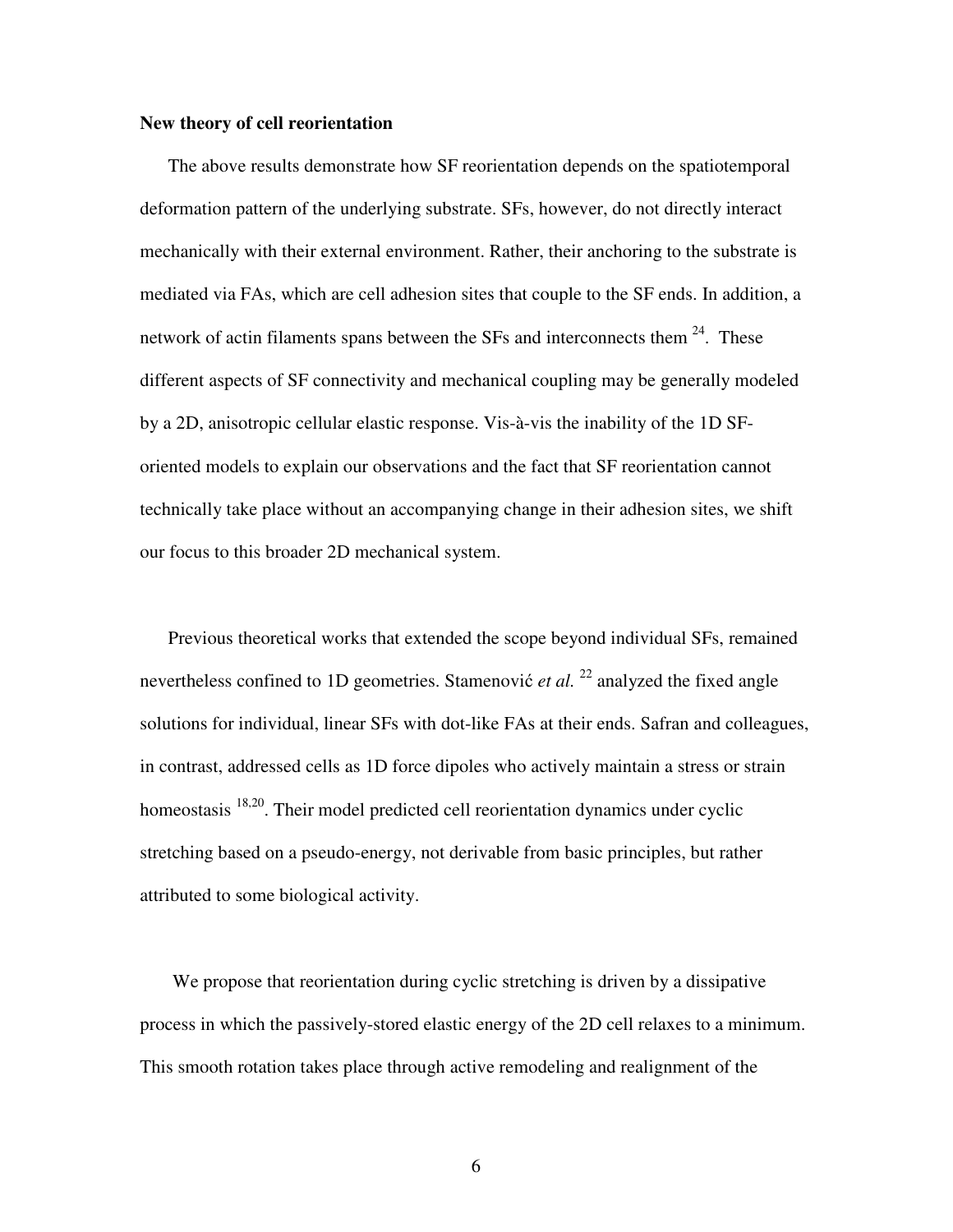**New theory of cell reorientation**

The above results demonstrate how SF reorientation depends on the spatiotemporal deformation pattern of the underlying substrate. SFs, however, do not directly interact mechanically with their external environment. Rather, their anchoring to the substrate is mediated via FAs, which are cell adhesion sites that couple to the SF ends. In addition, a network of actin filaments spans between the SFs and interconnects them [24]. These different aspects of SF connectivity and mechanical coupling may be generally modeled by a 2D, anisotropic cellular elastic response. Vis-à-vis the inability of the 1D SF-oriented models to explain our observations and the fact that SF reorientation cannot technically take place without an accompanying change in their adhesion sites, we shift our focus to this broader 2D mechanical system.

Previous theoretical works that extended the scope beyond individual SFs, remained nevertheless confined to 1D geometries. Stamenović *et al.* [22] analyzed the fixed angle solutions for individual, linear SFs with dot-like FAs at their ends. Safran and colleagues, in contrast, addressed cells as 1D force dipoles who actively maintain a stress or strain homeostasis [18,20]. Their model predicted cell reorientation dynamics under cyclic stretching based on a pseudo-energy, not derivable from basic principles, but rather attributed to some biological activity.

We propose that reorientation during cyclic stretching is driven by a dissipative process in which the passively-stored elastic energy of the 2D cell relaxes to a minimum. This smooth rotation takes place through active remodeling and realignment of the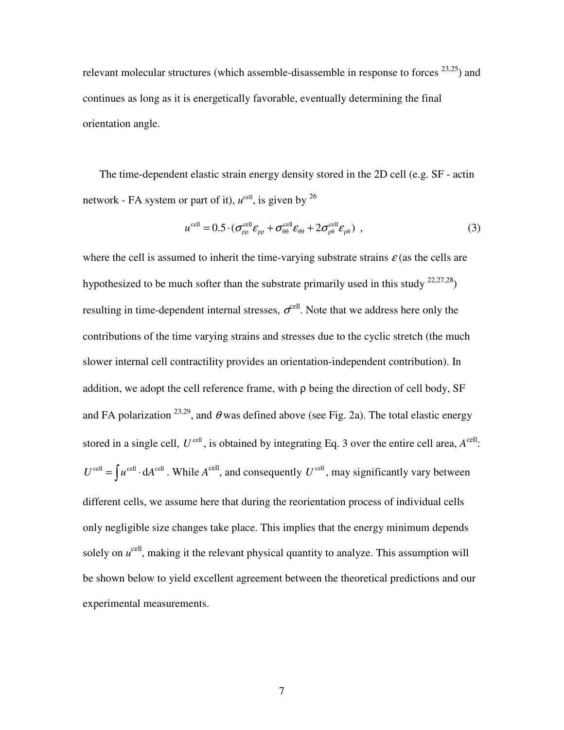relevant molecular structures (which assemble-disassemble in response to forces [23,25]) and continues as long as it is energetically favorable, eventually determining the final orientation angle.

The time-dependent elastic strain energy density stored in the 2D cell (e.g. SF - actin network - FA system or part of it), $u^{\mathrm{cell}}$, is given by [26]

$$u^{\mathrm{cell}} = 0.5 \cdot (\sigma_{\rho\rho}^{\mathrm{cell}} \varepsilon_{\rho\rho} + \sigma_{\theta\theta}^{\mathrm{cell}} \varepsilon_{\theta\theta} + 2\sigma_{\rho\theta}^{\mathrm{cell}} \varepsilon_{\rho\theta}) \quad , \tag{3}$$

where the cell is assumed to inherit the time-varying substrate strains $\varepsilon$ (as the cells are hypothesized to be much softer than the substrate primarily used in this study [22,27,28]) resulting in time-dependent internal stresses, $\sigma^{\mathrm{cell}}$. Note that we address here only the contributions of the time varying strains and stresses due to the cyclic stretch (the much slower internal cell contractility provides an orientation-independent contribution). In addition, we adopt the cell reference frame, with $\rho$ being the direction of cell body, SF and FA polarization [23,29], and $\theta$ was defined above (see Fig. 2a). The total elastic energy stored in a single cell, $U^{\mathrm{cell}}$, is obtained by integrating Eq. 3 over the entire cell area, $A^{\mathrm{cell}}$: $U^{\mathrm{cell}} = \int u^{\mathrm{cell}} \cdot \mathrm{d}A^{\mathrm{cell}}$. While $A^{\mathrm{cell}}$, and consequently $U^{\mathrm{cell}}$, may significantly vary between different cells, we assume here that during the reorientation process of individual cells only negligible size changes take place. This implies that the energy minimum depends solely on $u^{\mathrm{cell}}$, making it the relevant physical quantity to analyze. This assumption will be shown below to yield excellent agreement between the theoretical predictions and our experimental measurements.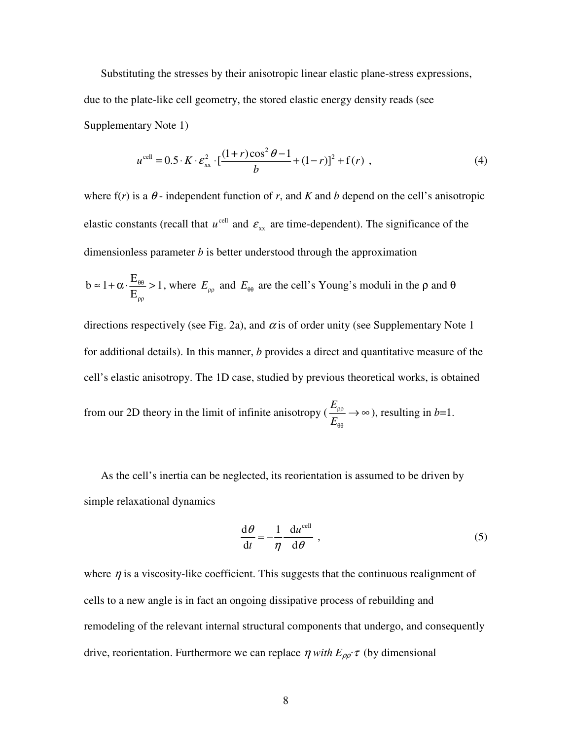Substituting the stresses by their anisotropic linear elastic plane-stress expressions, due to the plate-like cell geometry, the stored elastic energy density reads (see Supplementary Note 1)

$$u^{\text{cell}} = 0.5 \cdot K \cdot \varepsilon_{\text{xx}}^{2} \cdot [\frac{(1+r)\cos^{2}\theta - 1}{b} + (1-r)]^{2} + \text{f}(r) \ , \tag{4}$$

where f($r$) is a $\theta$ - independent function of $r$, and $K$ and $b$ depend on the cell's anisotropic elastic constants (recall that $u^{\text{cell}}$ and $\varepsilon_{\text{xx}}$ are time-dependent). The significance of the dimensionless parameter $b$ is better understood through the approximation

$\text{b} \approx 1 + \alpha \cdot \frac{\text{E}_{\theta\theta}}{\text{E}_{\rho\rho}} > 1$, where $E_{\rho\rho}$ and $E_{\theta\theta}$ are the cell's Young's moduli in the $\rho$ and $\theta$ directions respectively (see Fig. 2a), and $\alpha$ is of order unity (see Supplementary Note 1 for additional details). In this manner, $b$ provides a direct and quantitative measure of the cell's elastic anisotropy. The 1D case, studied by previous theoretical works, is obtained from our 2D theory in the limit of infinite anisotropy ($\frac{E_{\rho\rho}}{E_{\theta\theta}} \to \infty$), resulting in $b$=1.

As the cell's inertia can be neglected, its reorientation is assumed to be driven by simple relaxational dynamics

$$\frac{\text{d}\theta}{\text{d}t} = -\frac{1}{\eta}\frac{\text{d}u^{\text{cell}}}{\text{d}\theta} \ , \tag{5}$$

where $\eta$ is a viscosity-like coefficient. This suggests that the continuous realignment of cells to a new angle is in fact an ongoing dissipative process of rebuilding and remodeling of the relevant internal structural components that undergo, and consequently drive, reorientation. Furthermore we can replace $\eta$ *with* $E_{\rho\rho} \cdot \tau$ (by dimensional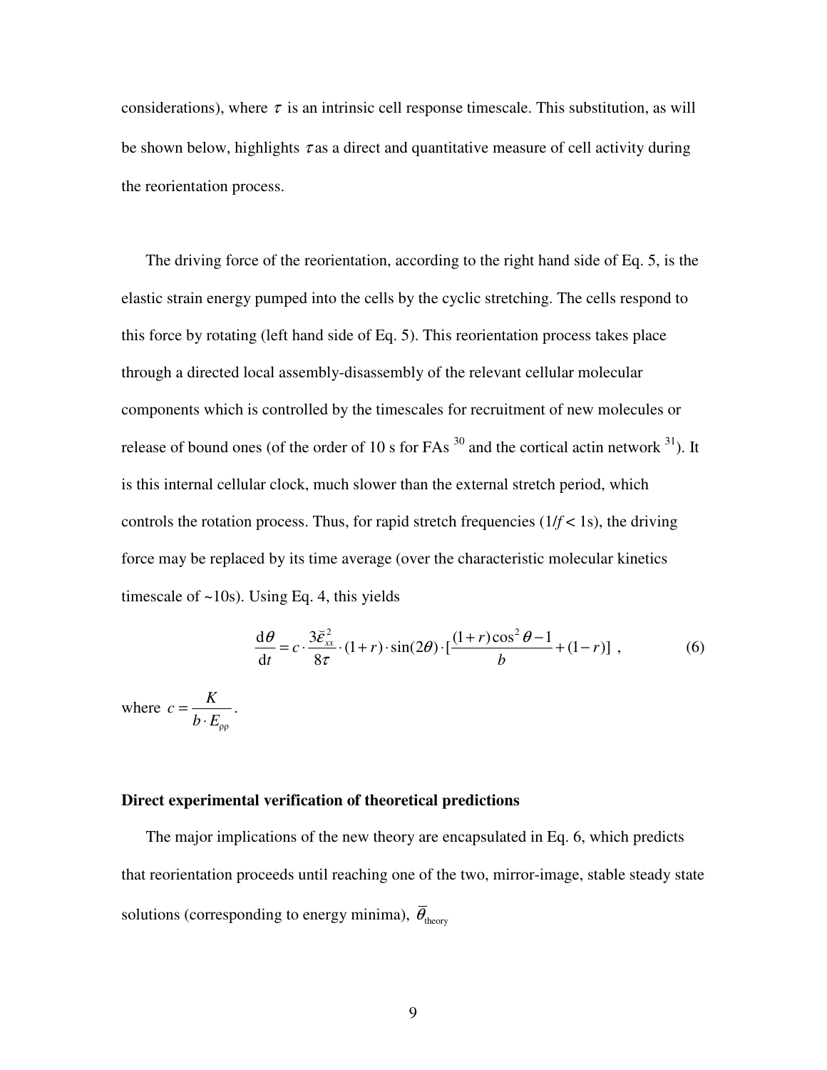considerations), where $\tau$ is an intrinsic cell response timescale. This substitution, as will be shown below, highlights $\tau$ as a direct and quantitative measure of cell activity during the reorientation process.

The driving force of the reorientation, according to the right hand side of Eq. 5, is the elastic strain energy pumped into the cells by the cyclic stretching. The cells respond to this force by rotating (left hand side of Eq. 5). This reorientation process takes place through a directed local assembly-disassembly of the relevant cellular molecular components which is controlled by the timescales for recruitment of new molecules or release of bound ones (of the order of 10 s for FAs [30] and the cortical actin network [31]). It is this internal cellular clock, much slower than the external stretch period, which controls the rotation process. Thus, for rapid stretch frequencies ($1/f < 1$s), the driving force may be replaced by its time average (over the characteristic molecular kinetics timescale of ~10s). Using Eq. 4, this yields

$$\frac{\mathrm{d}\theta}{\mathrm{d}t} = c \cdot \frac{3\tilde{\varepsilon}_{xx}^2}{8\tau} \cdot (1+r) \cdot \sin(2\theta) \cdot \left[\frac{(1+r)\cos^2\theta - 1}{b} + (1-r)\right] \;, \tag{6}$$

where $c = \dfrac{K}{b \cdot E_{\rho\rho}}$.

### Direct experimental verification of theoretical predictions

The major implications of the new theory are encapsulated in Eq. 6, which predicts that reorientation proceeds until reaching one of the two, mirror-image, stable steady state solutions (corresponding to energy minima), $\overline{\theta}_{\text{theory}}$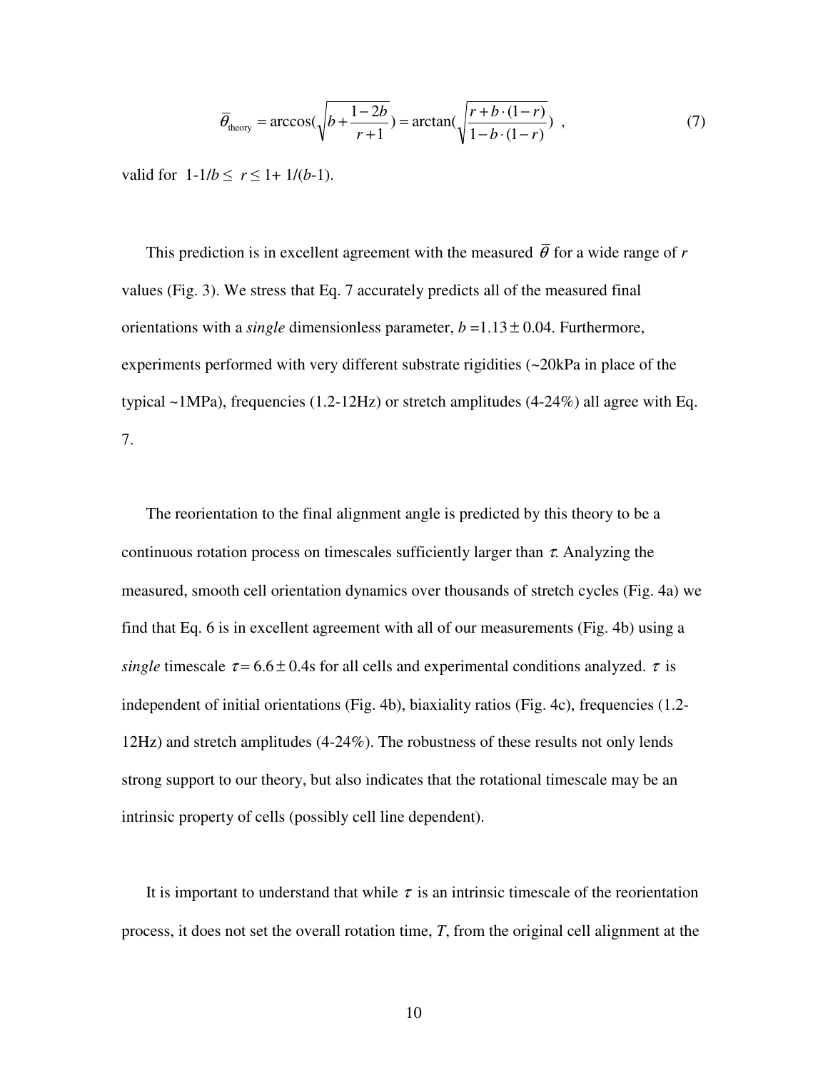$$\bar{\theta}_{\text{theory}} = \arccos\left(\sqrt{b + \frac{1-2b}{r+1}}\right) = \arctan\left(\sqrt{\frac{r + b\cdot(1-r)}{1 - b\cdot(1-r)}}\right) \quad , \tag{7}$$

valid for $1\text{-}1/b \leq r \leq 1+ 1/(b\text{-}1)$.

This prediction is in excellent agreement with the measured $\bar{\theta}$ for a wide range of $r$ values (Fig. 3). We stress that Eq. 7 accurately predicts all of the measured final orientations with a *single* dimensionless parameter, $b = 1.13 \pm 0.04$. Furthermore, experiments performed with very different substrate rigidities (~20kPa in place of the typical ~1MPa), frequencies (1.2-12Hz) or stretch amplitudes (4-24%) all agree with Eq. 7.

The reorientation to the final alignment angle is predicted by this theory to be a continuous rotation process on timescales sufficiently larger than $\tau$. Analyzing the measured, smooth cell orientation dynamics over thousands of stretch cycles (Fig. 4a) we find that Eq. 6 is in excellent agreement with all of our measurements (Fig. 4b) using a *single* timescale $\tau = 6.6 \pm 0.4$s for all cells and experimental conditions analyzed. $\tau$ is independent of initial orientations (Fig. 4b), biaxiality ratios (Fig. 4c), frequencies (1.2-12Hz) and stretch amplitudes (4-24%). The robustness of these results not only lends strong support to our theory, but also indicates that the rotational timescale may be an intrinsic property of cells (possibly cell line dependent).

It is important to understand that while $\tau$ is an intrinsic timescale of the reorientation process, it does not set the overall rotation time, $T$, from the original cell alignment at the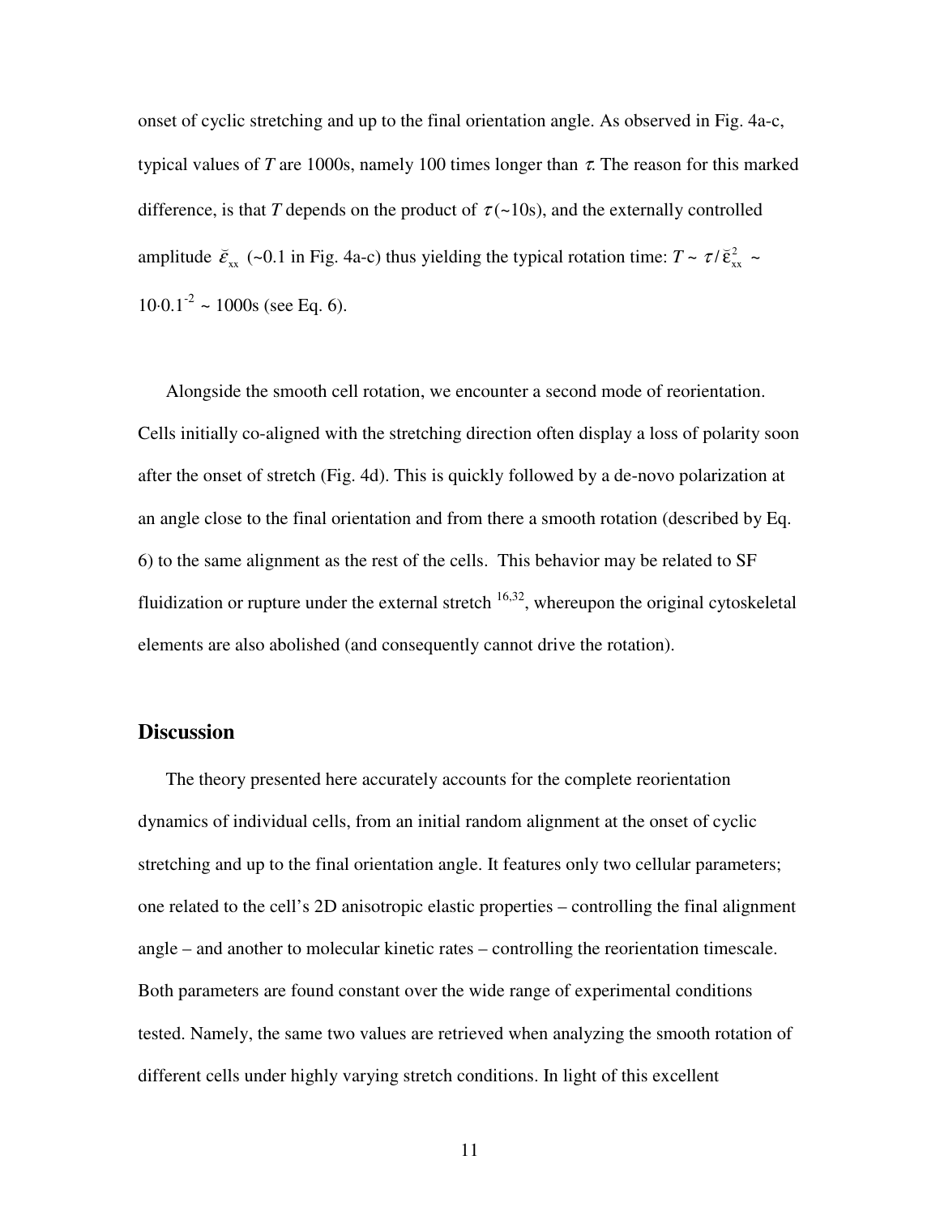onset of cyclic stretching and up to the final orientation angle. As observed in Fig. 4a-c, typical values of $T$ are 1000s, namely 100 times longer than $\tau$. The reason for this marked difference, is that $T$ depends on the product of $\tau$ (~10s), and the externally controlled amplitude $\breve{\varepsilon}_{xx}$ (~0.1 in Fig. 4a-c) thus yielding the typical rotation time: $T \sim \tau/\breve{\varepsilon}_{xx}^2 \sim 10 \cdot 0.1^{-2} \sim 1000\text{s}$ (see Eq. 6).

Alongside the smooth cell rotation, we encounter a second mode of reorientation. Cells initially co-aligned with the stretching direction often display a loss of polarity soon after the onset of stretch (Fig. 4d). This is quickly followed by a de-novo polarization at an angle close to the final orientation and from there a smooth rotation (described by Eq. 6) to the same alignment as the rest of the cells. This behavior may be related to SF fluidization or rupture under the external stretch [16,32], whereupon the original cytoskeletal elements are also abolished (and consequently cannot drive the rotation).

## Discussion

The theory presented here accurately accounts for the complete reorientation dynamics of individual cells, from an initial random alignment at the onset of cyclic stretching and up to the final orientation angle. It features only two cellular parameters; one related to the cell's 2D anisotropic elastic properties – controlling the final alignment angle – and another to molecular kinetic rates – controlling the reorientation timescale. Both parameters are found constant over the wide range of experimental conditions tested. Namely, the same two values are retrieved when analyzing the smooth rotation of different cells under highly varying stretch conditions. In light of this excellent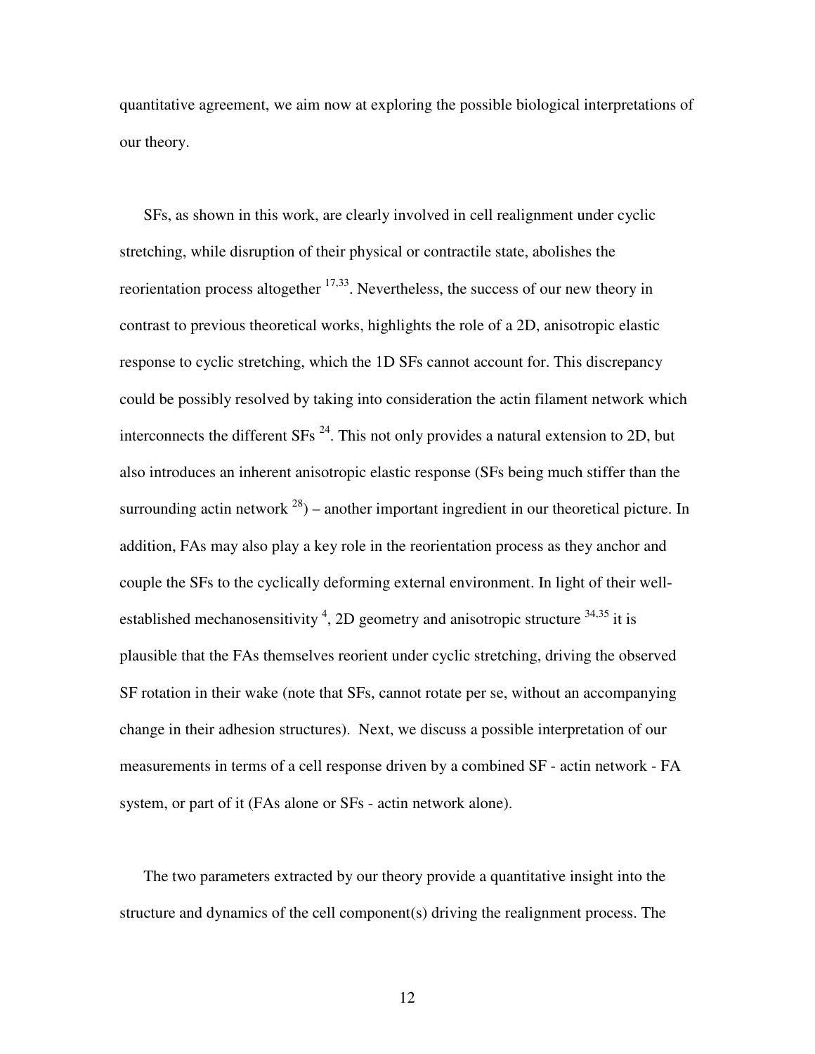quantitative agreement, we aim now at exploring the possible biological interpretations of our theory.

SFs, as shown in this work, are clearly involved in cell realignment under cyclic stretching, while disruption of their physical or contractile state, abolishes the reorientation process altogether [17,33]. Nevertheless, the success of our new theory in contrast to previous theoretical works, highlights the role of a 2D, anisotropic elastic response to cyclic stretching, which the 1D SFs cannot account for. This discrepancy could be possibly resolved by taking into consideration the actin filament network which interconnects the different SFs [24]. This not only provides a natural extension to 2D, but also introduces an inherent anisotropic elastic response (SFs being much stiffer than the surrounding actin network [28]) – another important ingredient in our theoretical picture. In addition, FAs may also play a key role in the reorientation process as they anchor and couple the SFs to the cyclically deforming external environment. In light of their well-established mechanosensitivity [4], 2D geometry and anisotropic structure [34,35] it is plausible that the FAs themselves reorient under cyclic stretching, driving the observed SF rotation in their wake (note that SFs, cannot rotate per se, without an accompanying change in their adhesion structures). Next, we discuss a possible interpretation of our measurements in terms of a cell response driven by a combined SF - actin network - FA system, or part of it (FAs alone or SFs - actin network alone).

The two parameters extracted by our theory provide a quantitative insight into the structure and dynamics of the cell component(s) driving the realignment process. The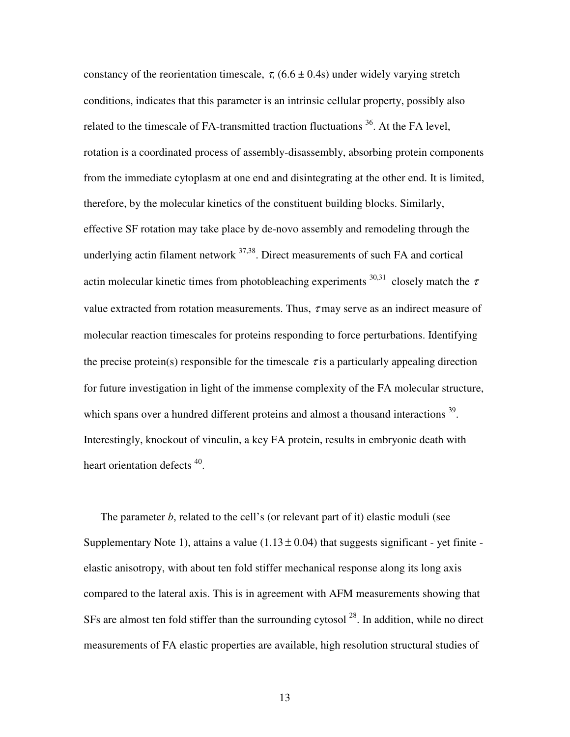constancy of the reorientation timescale, $\tau$, ($6.6 \pm 0.4$s) under widely varying stretch conditions, indicates that this parameter is an intrinsic cellular property, possibly also related to the timescale of FA-transmitted traction fluctuations [36]. At the FA level, rotation is a coordinated process of assembly-disassembly, absorbing protein components from the immediate cytoplasm at one end and disintegrating at the other end. It is limited, therefore, by the molecular kinetics of the constituent building blocks. Similarly, effective SF rotation may take place by de-novo assembly and remodeling through the underlying actin filament network [37,38]. Direct measurements of such FA and cortical actin molecular kinetic times from photobleaching experiments [30,31] closely match the $\tau$ value extracted from rotation measurements. Thus, $\tau$ may serve as an indirect measure of molecular reaction timescales for proteins responding to force perturbations. Identifying the precise protein(s) responsible for the timescale $\tau$ is a particularly appealing direction for future investigation in light of the immense complexity of the FA molecular structure, which spans over a hundred different proteins and almost a thousand interactions [39]. Interestingly, knockout of vinculin, a key FA protein, results in embryonic death with heart orientation defects [40].

The parameter $b$, related to the cell's (or relevant part of it) elastic moduli (see Supplementary Note 1), attains a value ($1.13 \pm 0.04$) that suggests significant - yet finite - elastic anisotropy, with about ten fold stiffer mechanical response along its long axis compared to the lateral axis. This is in agreement with AFM measurements showing that SFs are almost ten fold stiffer than the surrounding cytosol [28]. In addition, while no direct measurements of FA elastic properties are available, high resolution structural studies of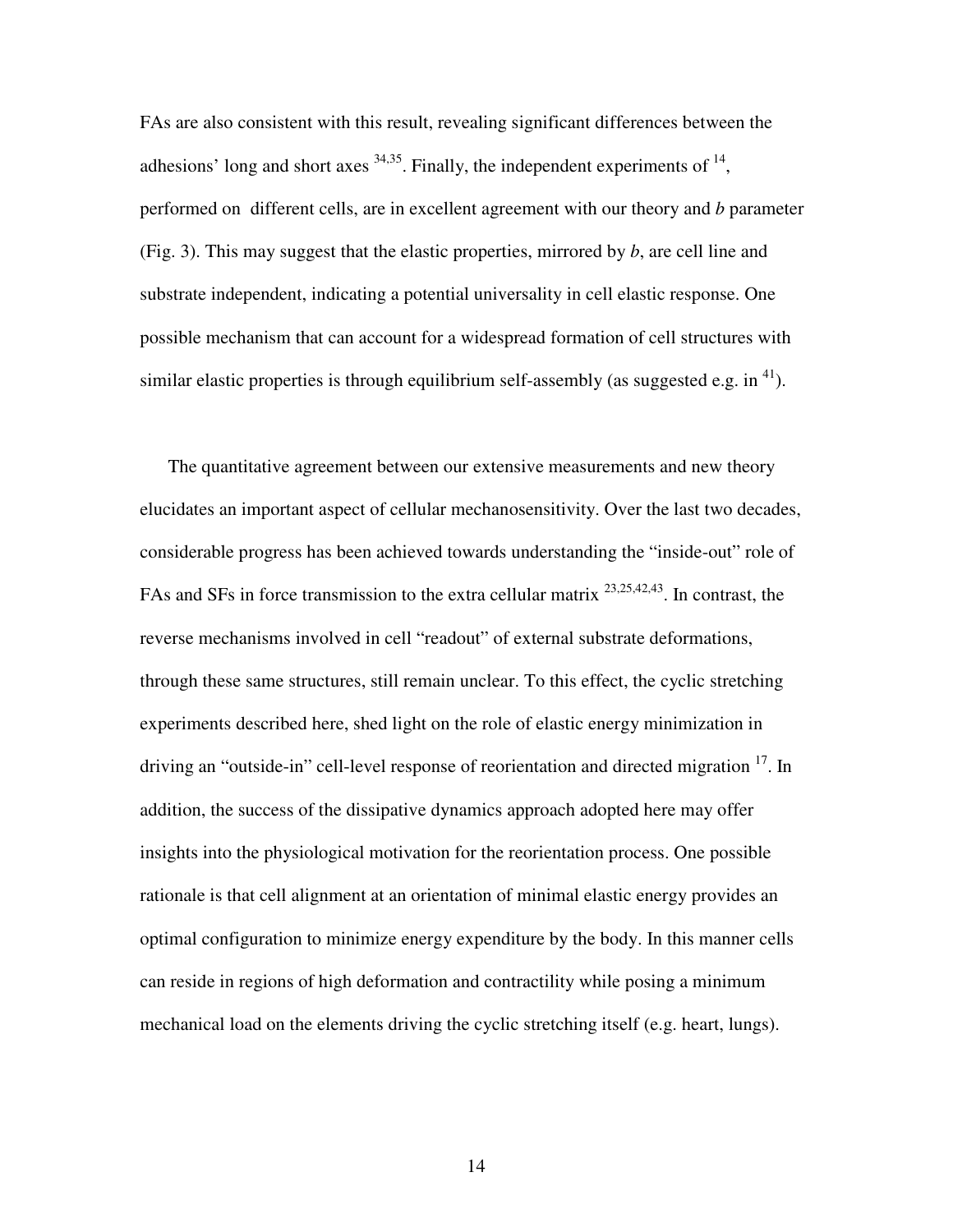FAs are also consistent with this result, revealing significant differences between the adhesions' long and short axes [34,35]. Finally, the independent experiments of [14], performed on different cells, are in excellent agreement with our theory and *b* parameter (Fig. 3). This may suggest that the elastic properties, mirrored by *b*, are cell line and substrate independent, indicating a potential universality in cell elastic response. One possible mechanism that can account for a widespread formation of cell structures with similar elastic properties is through equilibrium self-assembly (as suggested e.g. in [41]).

The quantitative agreement between our extensive measurements and new theory elucidates an important aspect of cellular mechanosensitivity. Over the last two decades, considerable progress has been achieved towards understanding the "inside-out" role of FAs and SFs in force transmission to the extra cellular matrix [23,25,42,43]. In contrast, the reverse mechanisms involved in cell "readout" of external substrate deformations, through these same structures, still remain unclear. To this effect, the cyclic stretching experiments described here, shed light on the role of elastic energy minimization in driving an "outside-in" cell-level response of reorientation and directed migration [17]. In addition, the success of the dissipative dynamics approach adopted here may offer insights into the physiological motivation for the reorientation process. One possible rationale is that cell alignment at an orientation of minimal elastic energy provides an optimal configuration to minimize energy expenditure by the body. In this manner cells can reside in regions of high deformation and contractility while posing a minimum mechanical load on the elements driving the cyclic stretching itself (e.g. heart, lungs).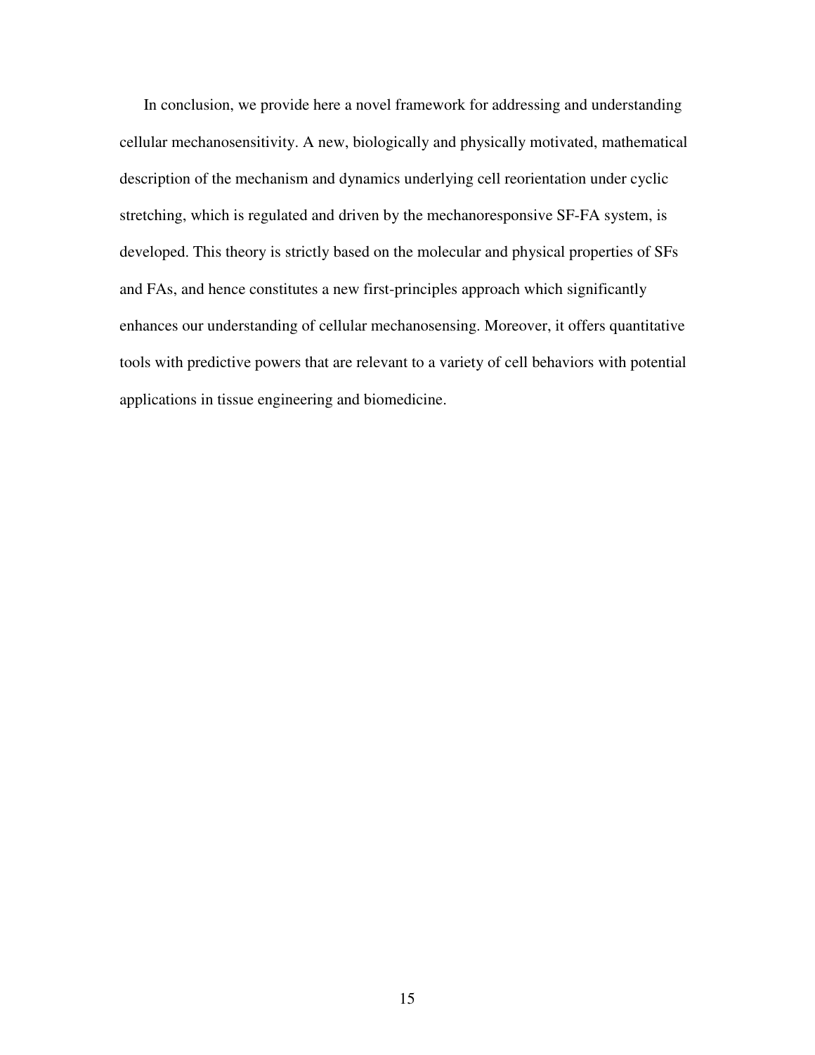In conclusion, we provide here a novel framework for addressing and understanding cellular mechanosensitivity. A new, biologically and physically motivated, mathematical description of the mechanism and dynamics underlying cell reorientation under cyclic stretching, which is regulated and driven by the mechanoresponsive SF-FA system, is developed. This theory is strictly based on the molecular and physical properties of SFs and FAs, and hence constitutes a new first-principles approach which significantly enhances our understanding of cellular mechanosensing. Moreover, it offers quantitative tools with predictive powers that are relevant to a variety of cell behaviors with potential applications in tissue engineering and biomedicine.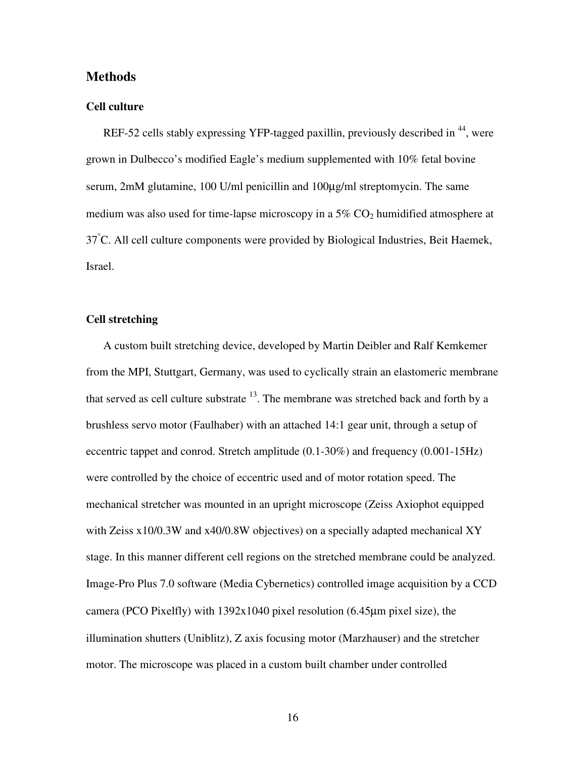## Methods

### Cell culture

REF-52 cells stably expressing YFP-tagged paxillin, previously described in [44], were grown in Dulbecco's modified Eagle's medium supplemented with 10% fetal bovine serum, 2mM glutamine, 100 U/ml penicillin and 100μg/ml streptomycin. The same medium was also used for time-lapse microscopy in a 5% $CO_2$ humidified atmosphere at 37°C. All cell culture components were provided by Biological Industries, Beit Haemek, Israel.

### Cell stretching

A custom built stretching device, developed by Martin Deibler and Ralf Kemkemer from the MPI, Stuttgart, Germany, was used to cyclically strain an elastomeric membrane that served as cell culture substrate [13]. The membrane was stretched back and forth by a brushless servo motor (Faulhaber) with an attached 14:1 gear unit, through a setup of eccentric tappet and conrod. Stretch amplitude (0.1-30%) and frequency (0.001-15Hz) were controlled by the choice of eccentric used and of motor rotation speed. The mechanical stretcher was mounted in an upright microscope (Zeiss Axiophot equipped with Zeiss x10/0.3W and x40/0.8W objectives) on a specially adapted mechanical XY stage. In this manner different cell regions on the stretched membrane could be analyzed. Image-Pro Plus 7.0 software (Media Cybernetics) controlled image acquisition by a CCD camera (PCO Pixelfly) with 1392x1040 pixel resolution (6.45μm pixel size), the illumination shutters (Uniblitz), Z axis focusing motor (Marzhauser) and the stretcher motor. The microscope was placed in a custom built chamber under controlled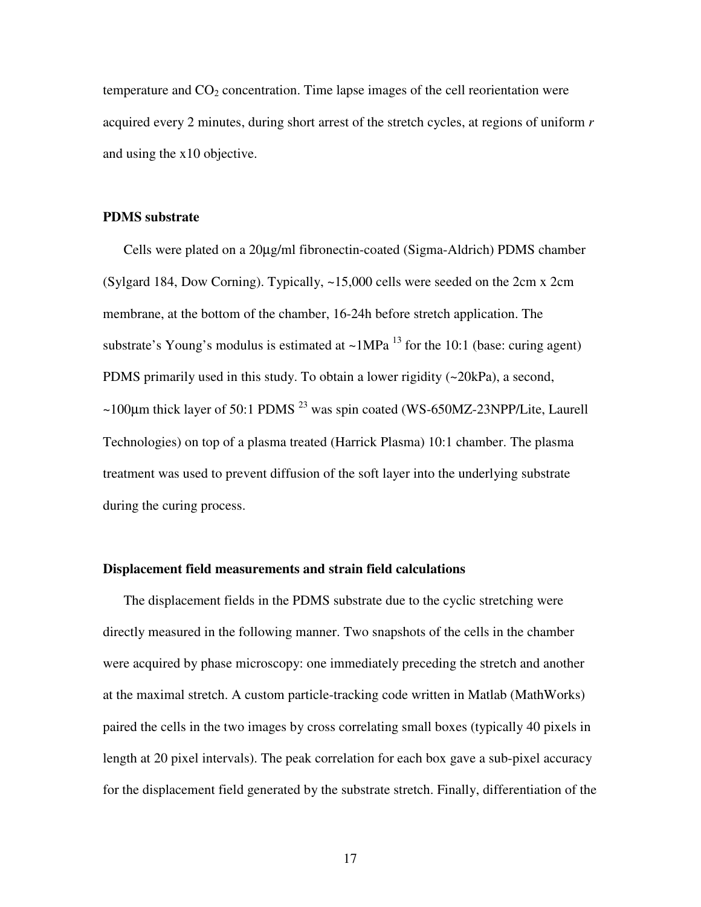temperature and $CO_2$ concentration. Time lapse images of the cell reorientation were acquired every 2 minutes, during short arrest of the stretch cycles, at regions of uniform *r* and using the x10 objective.

**PDMS substrate**

Cells were plated on a 20μg/ml fibronectin-coated (Sigma-Aldrich) PDMS chamber (Sylgard 184, Dow Corning). Typically, ~15,000 cells were seeded on the 2cm x 2cm membrane, at the bottom of the chamber, 16-24h before stretch application. The substrate's Young's modulus is estimated at ~1MPa [13] for the 10:1 (base: curing agent) PDMS primarily used in this study. To obtain a lower rigidity (~20kPa), a second, ~100μm thick layer of 50:1 PDMS [23] was spin coated (WS-650MZ-23NPP/Lite, Laurell Technologies) on top of a plasma treated (Harrick Plasma) 10:1 chamber. The plasma treatment was used to prevent diffusion of the soft layer into the underlying substrate during the curing process.

**Displacement field measurements and strain field calculations**

The displacement fields in the PDMS substrate due to the cyclic stretching were directly measured in the following manner. Two snapshots of the cells in the chamber were acquired by phase microscopy: one immediately preceding the stretch and another at the maximal stretch. A custom particle-tracking code written in Matlab (MathWorks) paired the cells in the two images by cross correlating small boxes (typically 40 pixels in length at 20 pixel intervals). The peak correlation for each box gave a sub-pixel accuracy for the displacement field generated by the substrate stretch. Finally, differentiation of the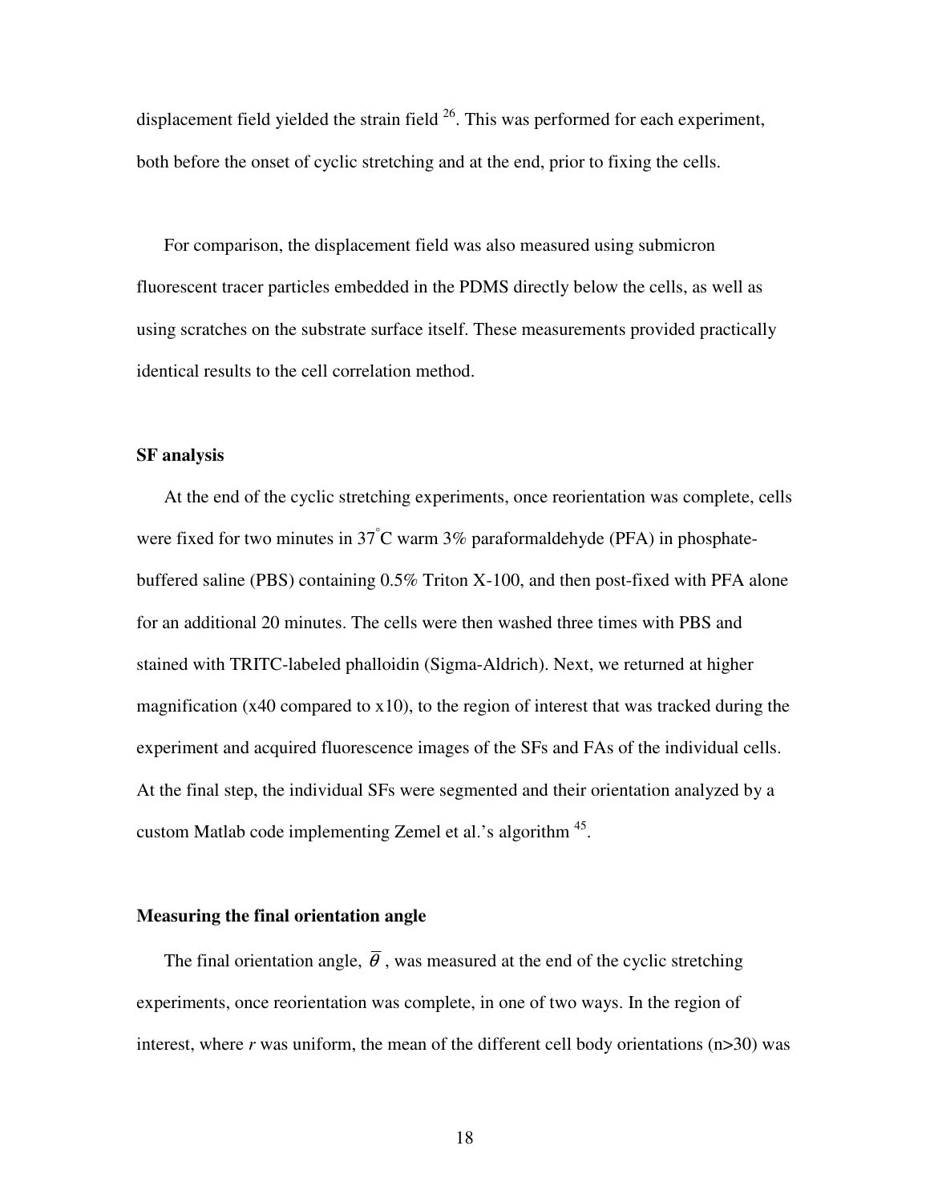displacement field yielded the strain field [26]. This was performed for each experiment, both before the onset of cyclic stretching and at the end, prior to fixing the cells.

For comparison, the displacement field was also measured using submicron fluorescent tracer particles embedded in the PDMS directly below the cells, as well as using scratches on the substrate surface itself. These measurements provided practically identical results to the cell correlation method.

### SF analysis

At the end of the cyclic stretching experiments, once reorientation was complete, cells were fixed for two minutes in 37°C warm 3% paraformaldehyde (PFA) in phosphate-buffered saline (PBS) containing 0.5% Triton X-100, and then post-fixed with PFA alone for an additional 20 minutes. The cells were then washed three times with PBS and stained with TRITC-labeled phalloidin (Sigma-Aldrich). Next, we returned at higher magnification (x40 compared to x10), to the region of interest that was tracked during the experiment and acquired fluorescence images of the SFs and FAs of the individual cells. At the final step, the individual SFs were segmented and their orientation analyzed by a custom Matlab code implementing Zemel et al.'s algorithm [45].

### Measuring the final orientation angle

The final orientation angle, $\overline{\theta}$, was measured at the end of the cyclic stretching experiments, once reorientation was complete, in one of two ways. In the region of interest, where $r$ was uniform, the mean of the different cell body orientations (n>30) was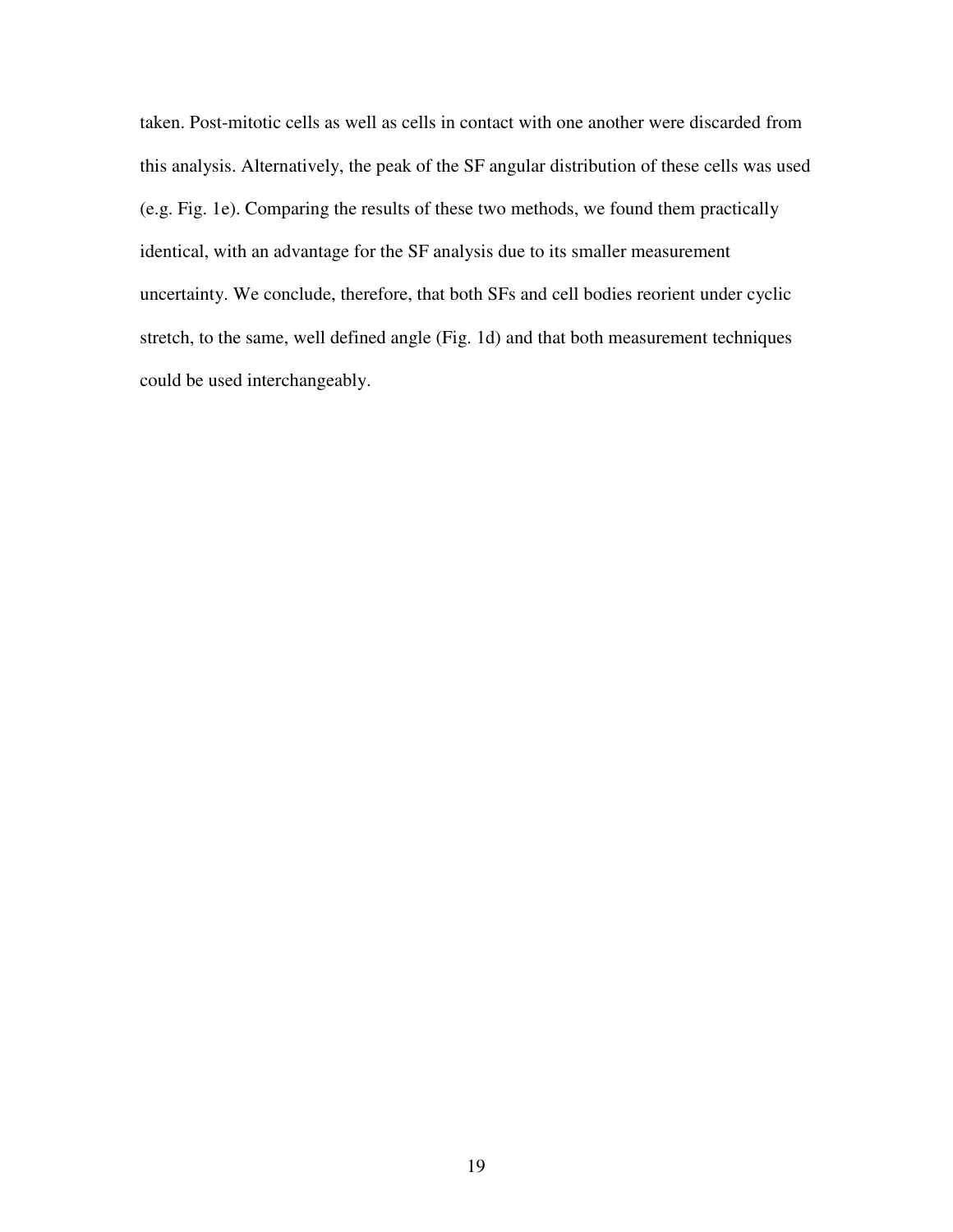taken. Post-mitotic cells as well as cells in contact with one another were discarded from this analysis. Alternatively, the peak of the SF angular distribution of these cells was used (e.g. Fig. 1e). Comparing the results of these two methods, we found them practically identical, with an advantage for the SF analysis due to its smaller measurement uncertainty. We conclude, therefore, that both SFs and cell bodies reorient under cyclic stretch, to the same, well defined angle (Fig. 1d) and that both measurement techniques could be used interchangeably.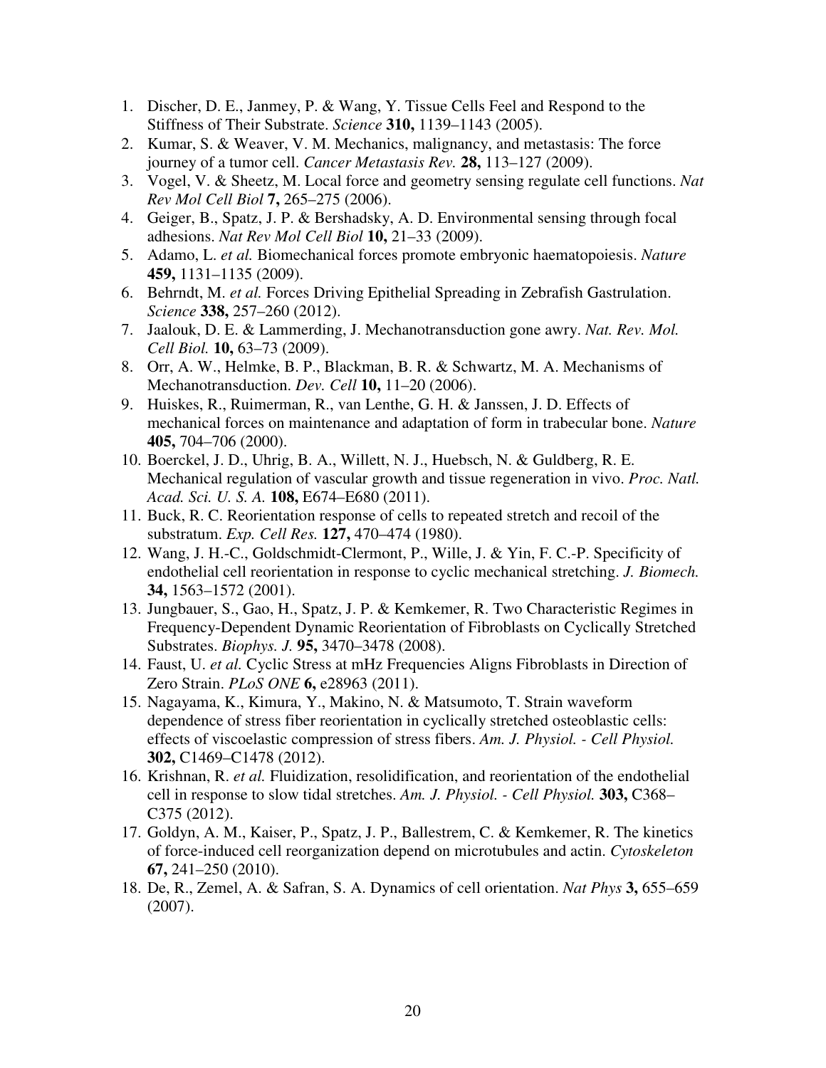1. Discher, D. E., Janmey, P. & Wang, Y. Tissue Cells Feel and Respond to the Stiffness of Their Substrate. *Science* **310,** 1139–1143 (2005).
2. Kumar, S. & Weaver, V. M. Mechanics, malignancy, and metastasis: The force journey of a tumor cell. *Cancer Metastasis Rev.* **28,** 113–127 (2009).
3. Vogel, V. & Sheetz, M. Local force and geometry sensing regulate cell functions. *Nat Rev Mol Cell Biol* **7,** 265–275 (2006).
4. Geiger, B., Spatz, J. P. & Bershadsky, A. D. Environmental sensing through focal adhesions. *Nat Rev Mol Cell Biol* **10,** 21–33 (2009).
5. Adamo, L. *et al.* Biomechanical forces promote embryonic haematopoiesis. *Nature* **459,** 1131–1135 (2009).
6. Behrndt, M. *et al.* Forces Driving Epithelial Spreading in Zebrafish Gastrulation. *Science* **338,** 257–260 (2012).
7. Jaalouk, D. E. & Lammerding, J. Mechanotransduction gone awry. *Nat. Rev. Mol. Cell Biol.* **10,** 63–73 (2009).
8. Orr, A. W., Helmke, B. P., Blackman, B. R. & Schwartz, M. A. Mechanisms of Mechanotransduction. *Dev. Cell* **10,** 11–20 (2006).
9. Huiskes, R., Ruimerman, R., van Lenthe, G. H. & Janssen, J. D. Effects of mechanical forces on maintenance and adaptation of form in trabecular bone. *Nature* **405,** 704–706 (2000).
10. Boerckel, J. D., Uhrig, B. A., Willett, N. J., Huebsch, N. & Guldberg, R. E. Mechanical regulation of vascular growth and tissue regeneration in vivo. *Proc. Natl. Acad. Sci. U. S. A.* **108,** E674–E680 (2011).
11. Buck, R. C. Reorientation response of cells to repeated stretch and recoil of the substratum. *Exp. Cell Res.* **127,** 470–474 (1980).
12. Wang, J. H.-C., Goldschmidt-Clermont, P., Wille, J. & Yin, F. C.-P. Specificity of endothelial cell reorientation in response to cyclic mechanical stretching. *J. Biomech.* **34,** 1563–1572 (2001).
13. Jungbauer, S., Gao, H., Spatz, J. P. & Kemkemer, R. Two Characteristic Regimes in Frequency-Dependent Dynamic Reorientation of Fibroblasts on Cyclically Stretched Substrates. *Biophys. J.* **95,** 3470–3478 (2008).
14. Faust, U. *et al.* Cyclic Stress at mHz Frequencies Aligns Fibroblasts in Direction of Zero Strain. *PLoS ONE* **6,** e28963 (2011).
15. Nagayama, K., Kimura, Y., Makino, N. & Matsumoto, T. Strain waveform dependence of stress fiber reorientation in cyclically stretched osteoblastic cells: effects of viscoelastic compression of stress fibers. *Am. J. Physiol. - Cell Physiol.* **302,** C1469–C1478 (2012).
16. Krishnan, R. *et al.* Fluidization, resolidification, and reorientation of the endothelial cell in response to slow tidal stretches. *Am. J. Physiol. - Cell Physiol.* **303,** C368–C375 (2012).
17. Goldyn, A. M., Kaiser, P., Spatz, J. P., Ballestrem, C. & Kemkemer, R. The kinetics of force-induced cell reorganization depend on microtubules and actin. *Cytoskeleton* **67,** 241–250 (2010).
18. De, R., Zemel, A. & Safran, S. A. Dynamics of cell orientation. *Nat Phys* **3,** 655–659 (2007).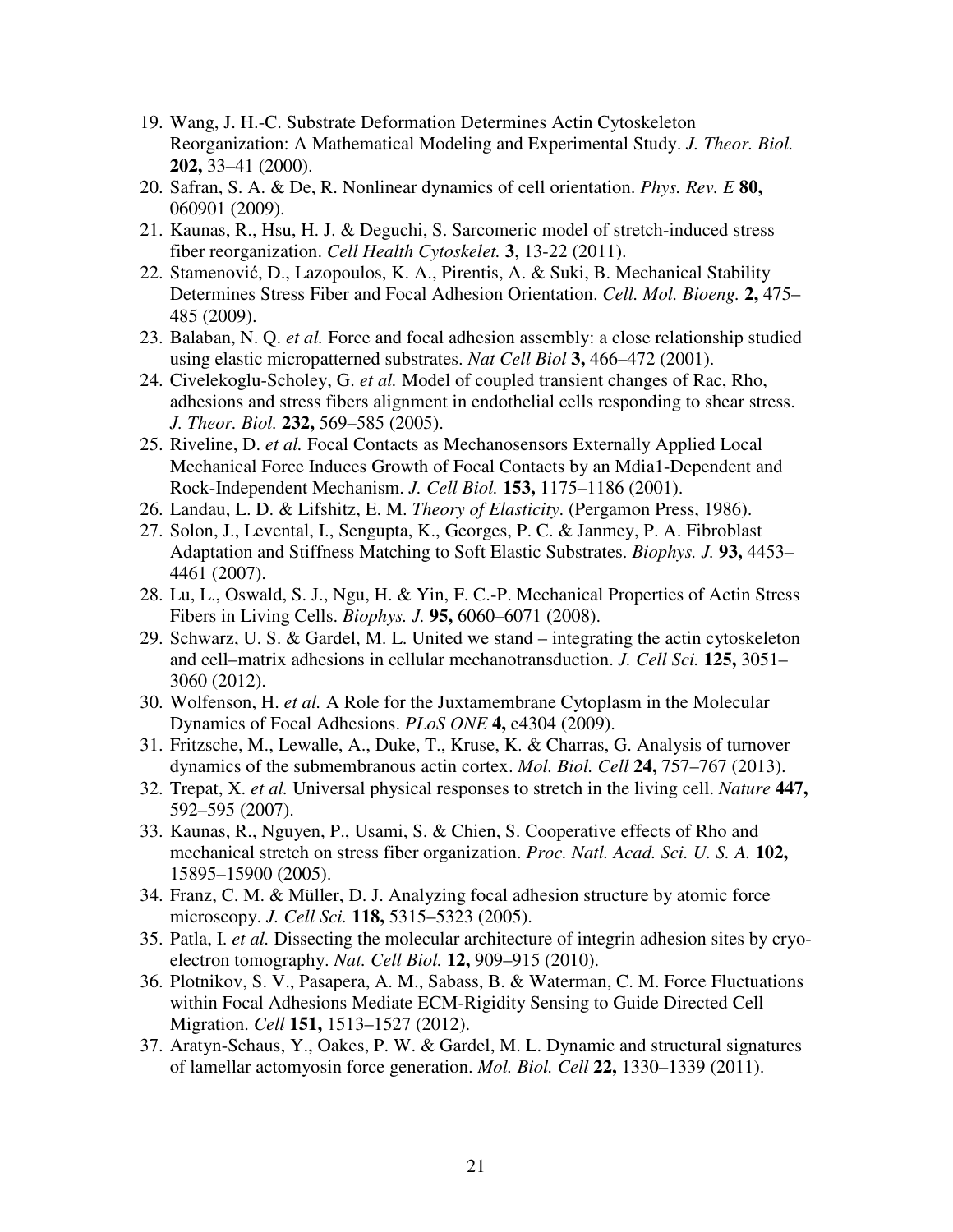19. Wang, J. H.-C. Substrate Deformation Determines Actin Cytoskeleton Reorganization: A Mathematical Modeling and Experimental Study. *J. Theor. Biol.* **202,** 33–41 (2000).
20. Safran, S. A. & De, R. Nonlinear dynamics of cell orientation. *Phys. Rev. E* **80,** 060901 (2009).
21. Kaunas, R., Hsu, H. J. & Deguchi, S. Sarcomeric model of stretch-induced stress fiber reorganization. *Cell Health Cytoskelet.* **3**, 13-22 (2011).
22. Stamenović, D., Lazopoulos, K. A., Pirentis, A. & Suki, B. Mechanical Stability Determines Stress Fiber and Focal Adhesion Orientation. *Cell. Mol. Bioeng.* **2,** 475–485 (2009).
23. Balaban, N. Q. *et al.* Force and focal adhesion assembly: a close relationship studied using elastic micropatterned substrates. *Nat Cell Biol* **3,** 466–472 (2001).
24. Civelekoglu-Scholey, G. *et al.* Model of coupled transient changes of Rac, Rho, adhesions and stress fibers alignment in endothelial cells responding to shear stress. *J. Theor. Biol.* **232,** 569–585 (2005).
25. Riveline, D. *et al.* Focal Contacts as Mechanosensors Externally Applied Local Mechanical Force Induces Growth of Focal Contacts by an Mdia1-Dependent and Rock-Independent Mechanism. *J. Cell Biol.* **153,** 1175–1186 (2001).
26. Landau, L. D. & Lifshitz, E. M. *Theory of Elasticity*. (Pergamon Press, 1986).
27. Solon, J., Levental, I., Sengupta, K., Georges, P. C. & Janmey, P. A. Fibroblast Adaptation and Stiffness Matching to Soft Elastic Substrates. *Biophys. J.* **93,** 4453–4461 (2007).
28. Lu, L., Oswald, S. J., Ngu, H. & Yin, F. C.-P. Mechanical Properties of Actin Stress Fibers in Living Cells. *Biophys. J.* **95,** 6060–6071 (2008).
29. Schwarz, U. S. & Gardel, M. L. United we stand – integrating the actin cytoskeleton and cell–matrix adhesions in cellular mechanotransduction. *J. Cell Sci.* **125,** 3051–3060 (2012).
30. Wolfenson, H. *et al.* A Role for the Juxtamembrane Cytoplasm in the Molecular Dynamics of Focal Adhesions. *PLoS ONE* **4,** e4304 (2009).
31. Fritzsche, M., Lewalle, A., Duke, T., Kruse, K. & Charras, G. Analysis of turnover dynamics of the submembranous actin cortex. *Mol. Biol. Cell* **24,** 757–767 (2013).
32. Trepat, X. *et al.* Universal physical responses to stretch in the living cell. *Nature* **447,** 592–595 (2007).
33. Kaunas, R., Nguyen, P., Usami, S. & Chien, S. Cooperative effects of Rho and mechanical stretch on stress fiber organization. *Proc. Natl. Acad. Sci. U. S. A.* **102,** 15895–15900 (2005).
34. Franz, C. M. & Müller, D. J. Analyzing focal adhesion structure by atomic force microscopy. *J. Cell Sci.* **118,** 5315–5323 (2005).
35. Patla, I. *et al.* Dissecting the molecular architecture of integrin adhesion sites by cryo-electron tomography. *Nat. Cell Biol.* **12,** 909–915 (2010).
36. Plotnikov, S. V., Pasapera, A. M., Sabass, B. & Waterman, C. M. Force Fluctuations within Focal Adhesions Mediate ECM-Rigidity Sensing to Guide Directed Cell Migration. *Cell* **151,** 1513–1527 (2012).
37. Aratyn-Schaus, Y., Oakes, P. W. & Gardel, M. L. Dynamic and structural signatures of lamellar actomyosin force generation. *Mol. Biol. Cell* **22,** 1330–1339 (2011).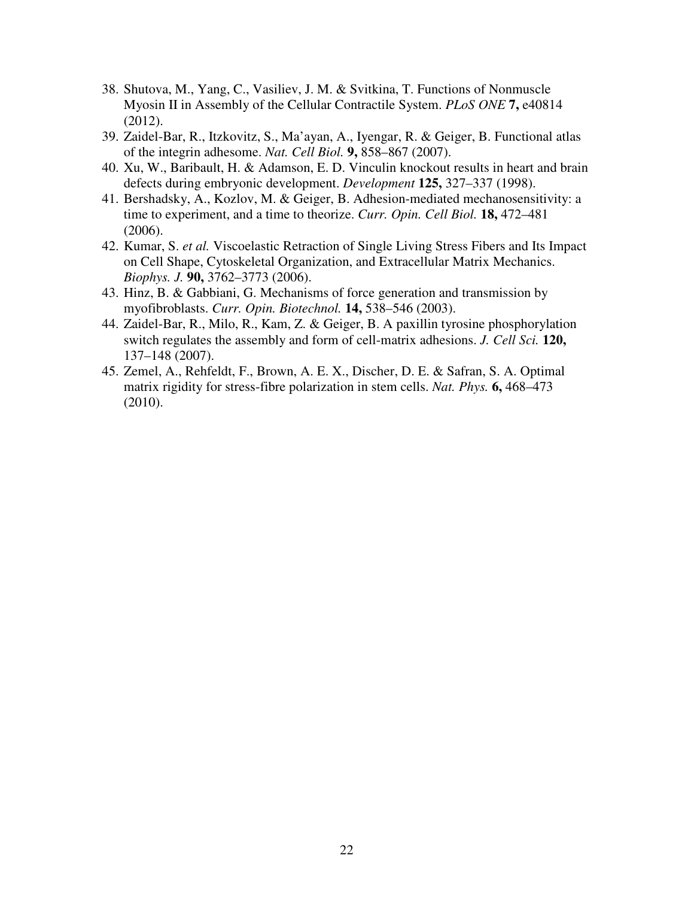38. Shutova, M., Yang, C., Vasiliev, J. M. & Svitkina, T. Functions of Nonmuscle Myosin II in Assembly of the Cellular Contractile System. *PLoS ONE* **7,** e40814 (2012).
39. Zaidel-Bar, R., Itzkovitz, S., Ma'ayan, A., Iyengar, R. & Geiger, B. Functional atlas of the integrin adhesome. *Nat. Cell Biol.* **9,** 858–867 (2007).
40. Xu, W., Baribault, H. & Adamson, E. D. Vinculin knockout results in heart and brain defects during embryonic development. *Development* **125,** 327–337 (1998).
41. Bershadsky, A., Kozlov, M. & Geiger, B. Adhesion-mediated mechanosensitivity: a time to experiment, and a time to theorize. *Curr. Opin. Cell Biol.* **18,** 472–481 (2006).
42. Kumar, S. *et al.* Viscoelastic Retraction of Single Living Stress Fibers and Its Impact on Cell Shape, Cytoskeletal Organization, and Extracellular Matrix Mechanics. *Biophys. J.* **90,** 3762–3773 (2006).
43. Hinz, B. & Gabbiani, G. Mechanisms of force generation and transmission by myofibroblasts. *Curr. Opin. Biotechnol.* **14,** 538–546 (2003).
44. Zaidel-Bar, R., Milo, R., Kam, Z. & Geiger, B. A paxillin tyrosine phosphorylation switch regulates the assembly and form of cell-matrix adhesions. *J. Cell Sci.* **120,** 137–148 (2007).
45. Zemel, A., Rehfeldt, F., Brown, A. E. X., Discher, D. E. & Safran, S. A. Optimal matrix rigidity for stress-fibre polarization in stem cells. *Nat. Phys.* **6,** 468–473 (2010).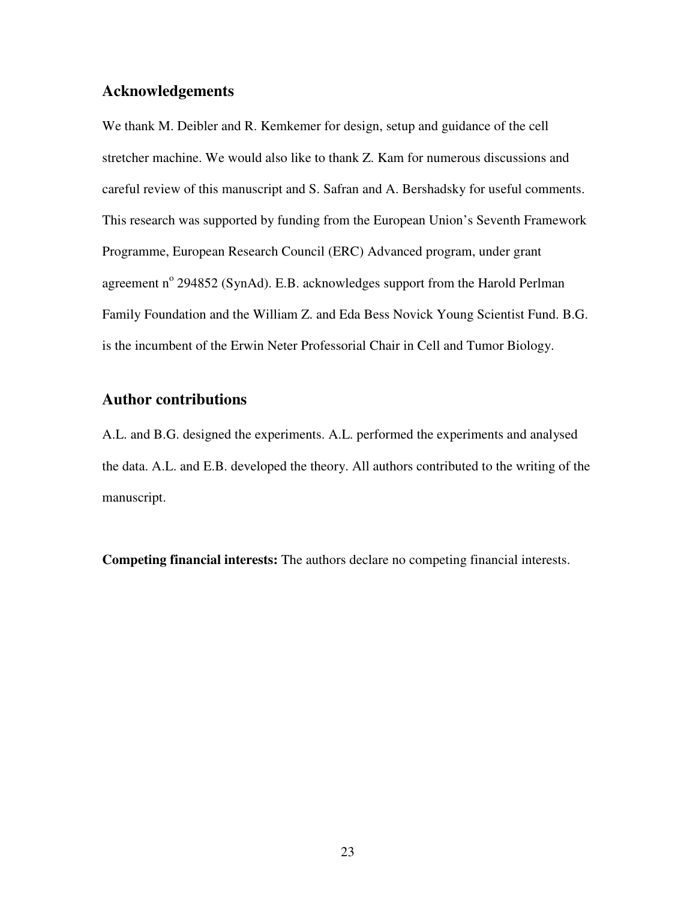## Acknowledgements

We thank M. Deibler and R. Kemkemer for design, setup and guidance of the cell stretcher machine. We would also like to thank Z. Kam for numerous discussions and careful review of this manuscript and S. Safran and A. Bershadsky for useful comments. This research was supported by funding from the European Union's Seventh Framework Programme, European Research Council (ERC) Advanced program, under grant agreement n$^{o}$ 294852 (SynAd). E.B. acknowledges support from the Harold Perlman Family Foundation and the William Z. and Eda Bess Novick Young Scientist Fund. B.G. is the incumbent of the Erwin Neter Professorial Chair in Cell and Tumor Biology.

## Author contributions

A.L. and B.G. designed the experiments. A.L. performed the experiments and analysed the data. A.L. and E.B. developed the theory. All authors contributed to the writing of the manuscript.

**Competing financial interests:** The authors declare no competing financial interests.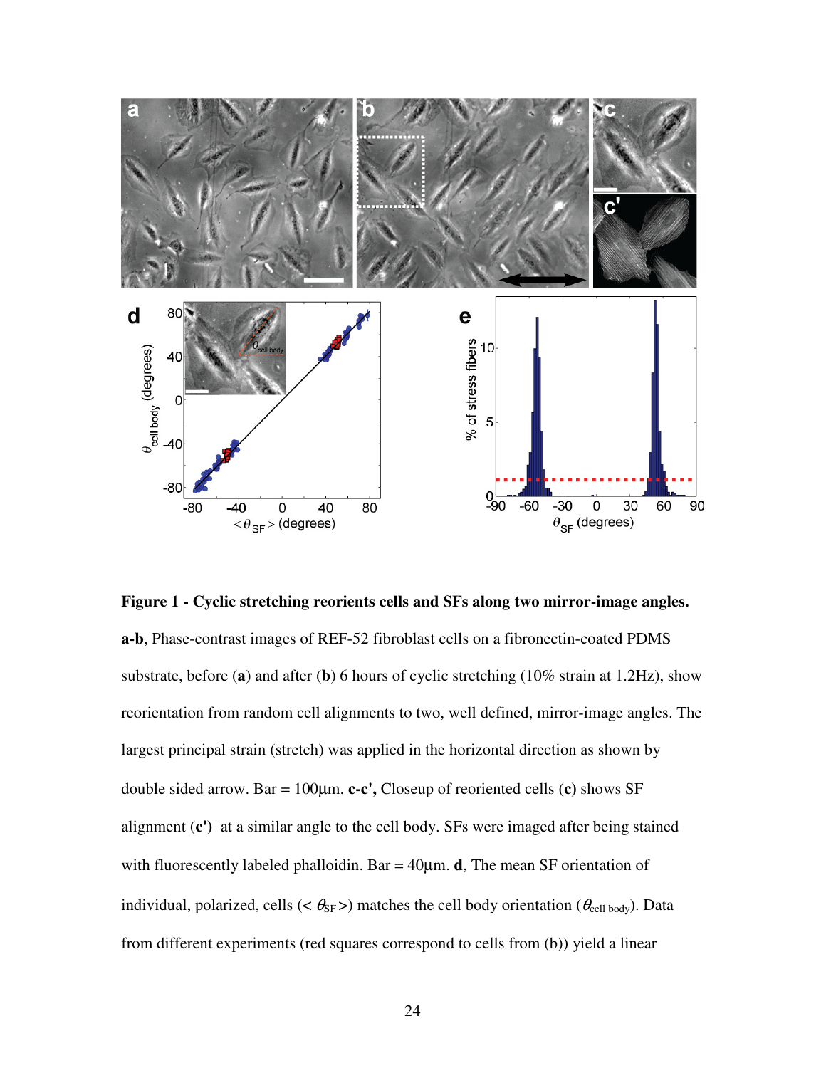**Figure 1 - Cyclic stretching reorients cells and SFs along two mirror-image angles.** **a-b**, Phase-contrast images of REF-52 fibroblast cells on a fibronectin-coated PDMS substrate, before (**a**) and after (**b**) 6 hours of cyclic stretching (10% strain at 1.2Hz), show reorientation from random cell alignments to two, well defined, mirror-image angles. The largest principal strain (stretch) was applied in the horizontal direction as shown by double sided arrow. Bar = 100µm. **c-c',** Closeup of reoriented cells (**c**) shows SF alignment (**c'**) at a similar angle to the cell body. SFs were imaged after being stained with fluorescently labeled phalloidin. Bar = 40µm. **d**, The mean SF orientation of individual, polarized, cells ($<\theta_{SF}>$) matches the cell body orientation ($\theta_{\text{cell body}}$). Data from different experiments (red squares correspond to cells from (b)) yield a linear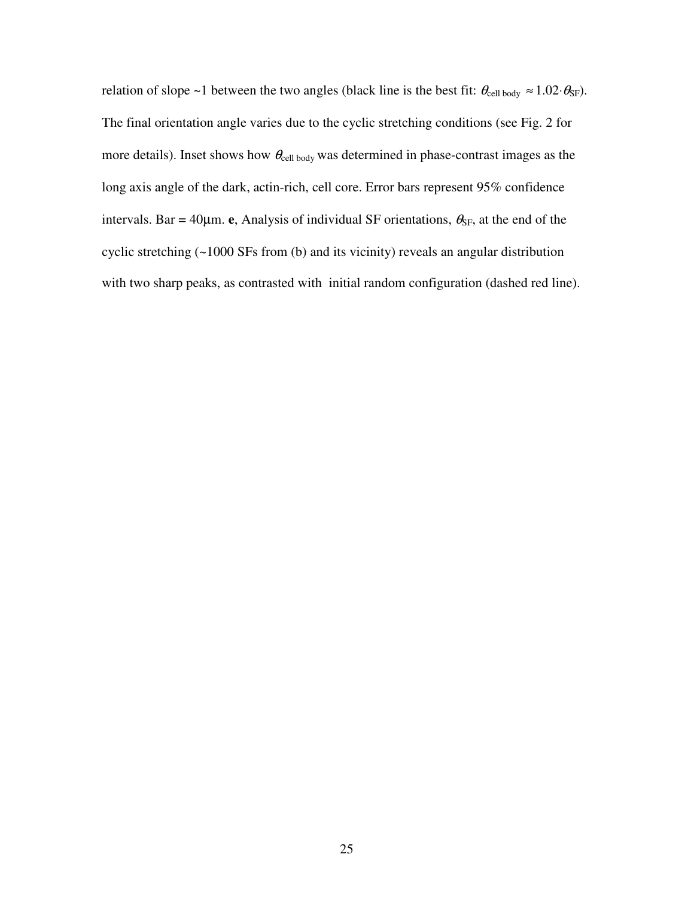relation of slope ~1 between the two angles (black line is the best fit: $\theta_{\text{cell body}} \approx 1.02 \cdot \theta_{\text{SF}}$). The final orientation angle varies due to the cyclic stretching conditions (see Fig. 2 for more details). Inset shows how $\theta_{\text{cell body}}$ was determined in phase-contrast images as the long axis angle of the dark, actin-rich, cell core. Error bars represent 95% confidence intervals. Bar = 40μm. **e**, Analysis of individual SF orientations, $\theta_{\text{SF}}$, at the end of the cyclic stretching (~1000 SFs from (b) and its vicinity) reveals an angular distribution with two sharp peaks, as contrasted with initial random configuration (dashed red line).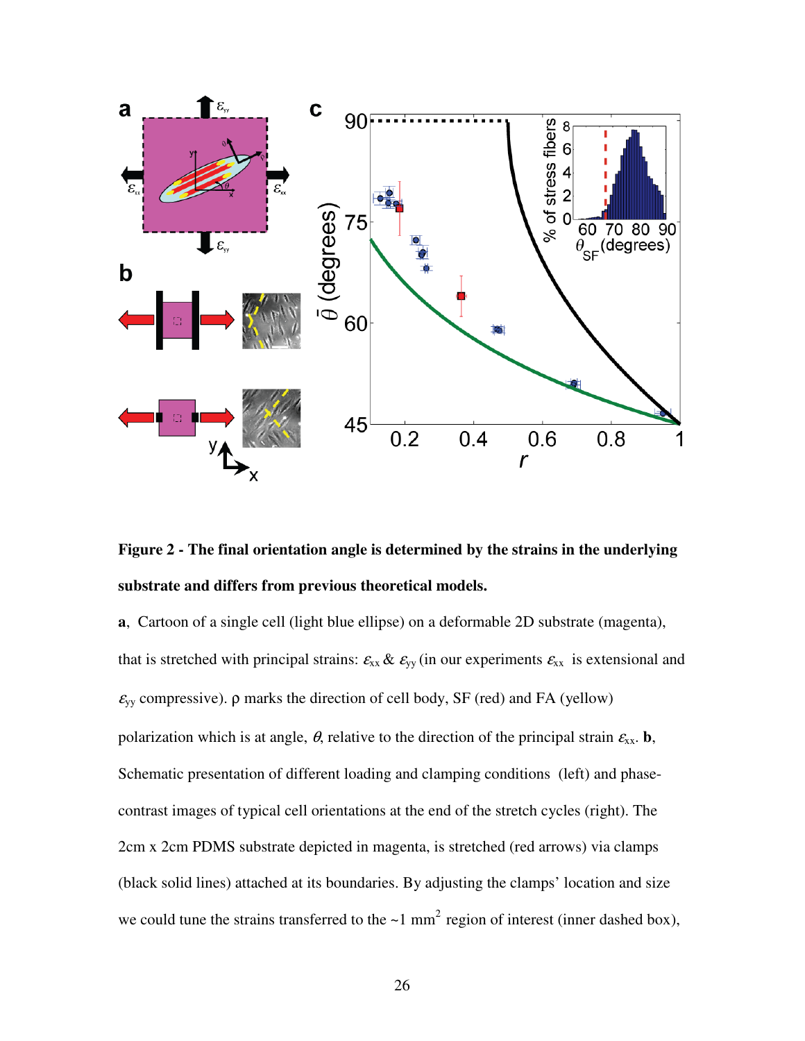**Figure 2 - The final orientation angle is determined by the strains in the underlying substrate and differs from previous theoretical models.**

**a**, Cartoon of a single cell (light blue ellipse) on a deformable 2D substrate (magenta), that is stretched with principal strains: $\varepsilon_{xx}$ & $\varepsilon_{yy}$ (in our experiments $\varepsilon_{xx}$ is extensional and $\varepsilon_{yy}$ compressive). ρ marks the direction of cell body, SF (red) and FA (yellow) polarization which is at angle, $\theta$, relative to the direction of the principal strain $\varepsilon_{xx}$. **b**, Schematic presentation of different loading and clamping conditions (left) and phase-contrast images of typical cell orientations at the end of the stretch cycles (right). The 2cm x 2cm PDMS substrate depicted in magenta, is stretched (red arrows) via clamps (black solid lines) attached at its boundaries. By adjusting the clamps' location and size we could tune the strains transferred to the ~1 mm$^2$ region of interest (inner dashed box),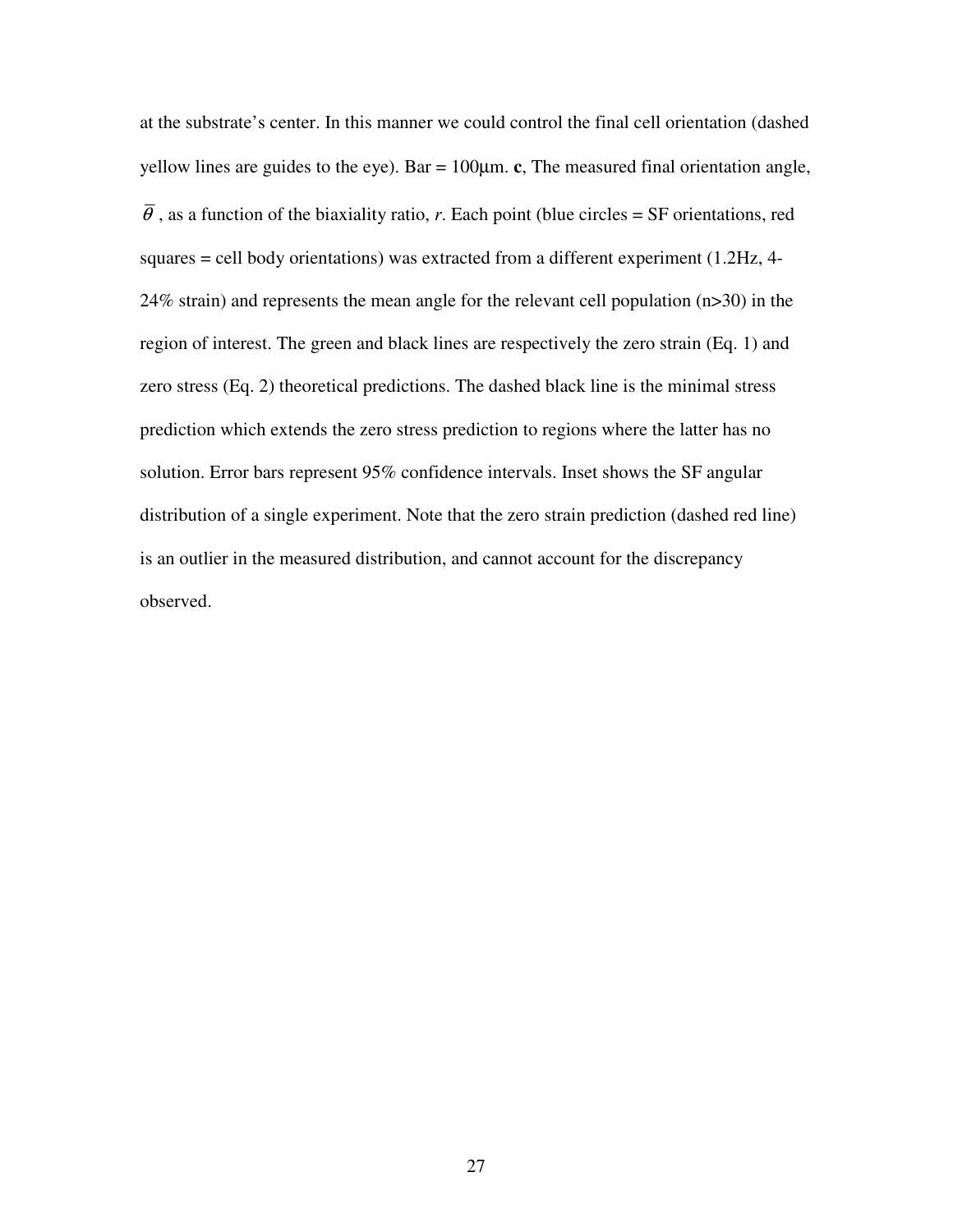at the substrate's center. In this manner we could control the final cell orientation (dashed yellow lines are guides to the eye). Bar = 100μm. **c**, The measured final orientation angle, $\bar{\theta}$, as a function of the biaxiality ratio, *r*. Each point (blue circles = SF orientations, red squares = cell body orientations) was extracted from a different experiment (1.2Hz, 4-24% strain) and represents the mean angle for the relevant cell population (n>30) in the region of interest. The green and black lines are respectively the zero strain (Eq. 1) and zero stress (Eq. 2) theoretical predictions. The dashed black line is the minimal stress prediction which extends the zero stress prediction to regions where the latter has no solution. Error bars represent 95% confidence intervals. Inset shows the SF angular distribution of a single experiment. Note that the zero strain prediction (dashed red line) is an outlier in the measured distribution, and cannot account for the discrepancy observed.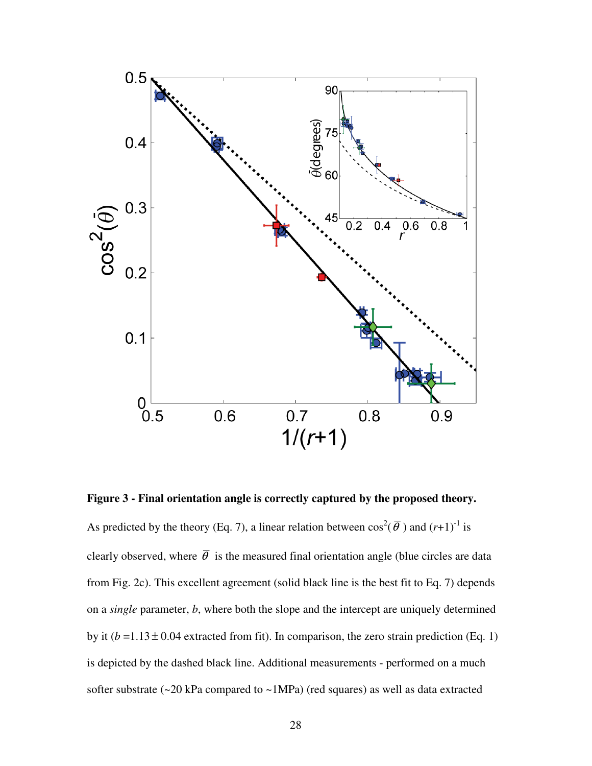**Figure 3 - Final orientation angle is correctly captured by the proposed theory.** As predicted by the theory (Eq. 7), a linear relation between $\cos^2(\bar{\theta})$ and $(r+1)^{-1}$ is clearly observed, where $\bar{\theta}$ is the measured final orientation angle (blue circles are data from Fig. 2c). This excellent agreement (solid black line is the best fit to Eq. 7) depends on a *single* parameter, $b$, where both the slope and the intercept are uniquely determined by it ($b = 1.13 \pm 0.04$ extracted from fit). In comparison, the zero strain prediction (Eq. 1) is depicted by the dashed black line. Additional measurements - performed on a much softer substrate (~20 kPa compared to ~1MPa) (red squares) as well as data extracted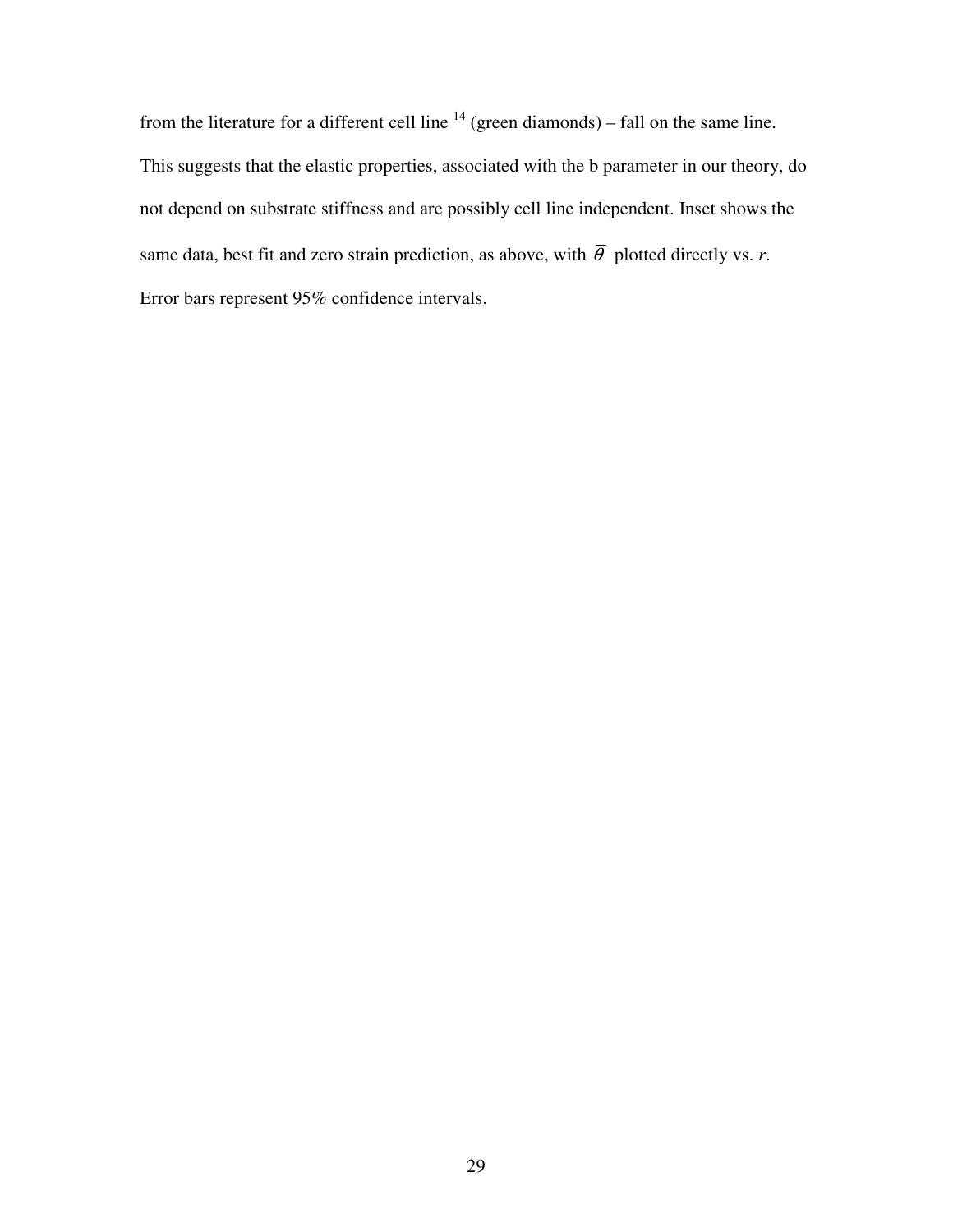from the literature for a different cell line [14] (green diamonds) – fall on the same line. This suggests that the elastic properties, associated with the b parameter in our theory, do not depend on substrate stiffness and are possibly cell line independent. Inset shows the same data, best fit and zero strain prediction, as above, with $\overline{\theta}$ plotted directly vs. *r*. Error bars represent 95% confidence intervals.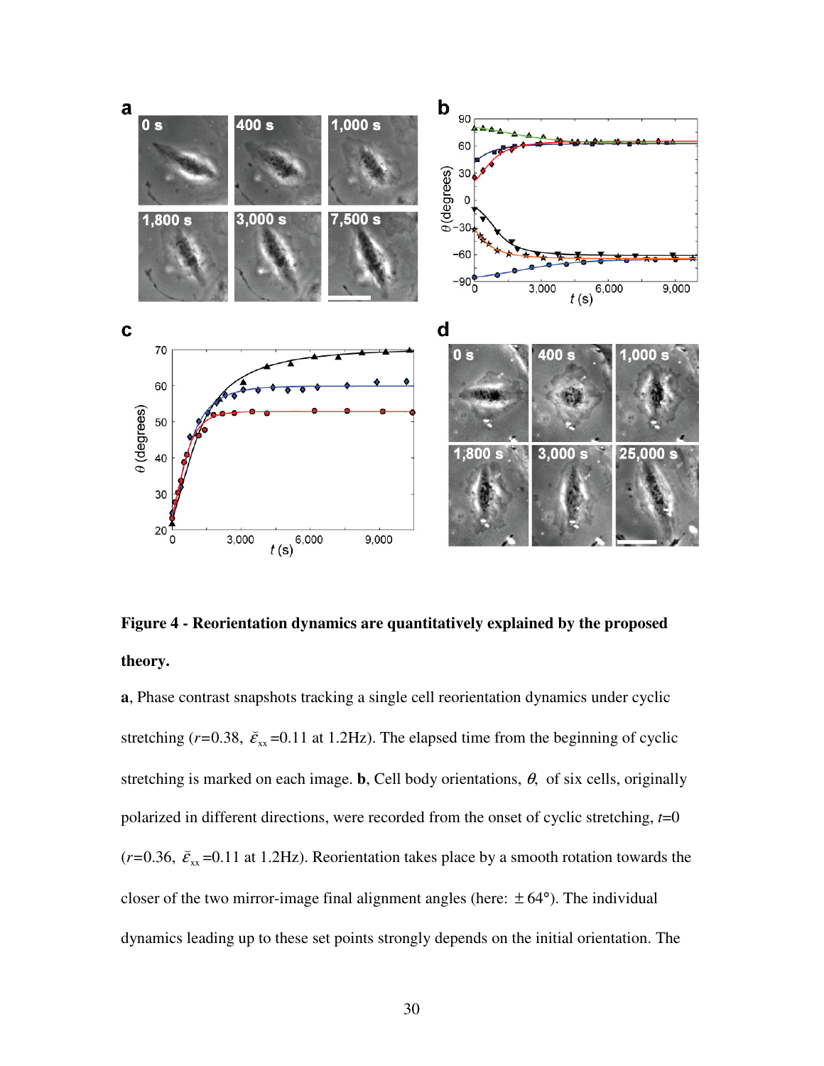**Figure 4 - Reorientation dynamics are quantitatively explained by the proposed theory.**

**a**, Phase contrast snapshots tracking a single cell reorientation dynamics under cyclic stretching ($r$=0.38, $\breve{\varepsilon}_{xx}$=0.11 at 1.2Hz). The elapsed time from the beginning of cyclic stretching is marked on each image. **b**, Cell body orientations, $\theta$, of six cells, originally polarized in different directions, were recorded from the onset of cyclic stretching, $t$=0 ($r$=0.36, $\breve{\varepsilon}_{xx}$=0.11 at 1.2Hz). Reorientation takes place by a smooth rotation towards the closer of the two mirror-image final alignment angles (here: $\pm 64°$). The individual dynamics leading up to these set points strongly depends on the initial orientation. The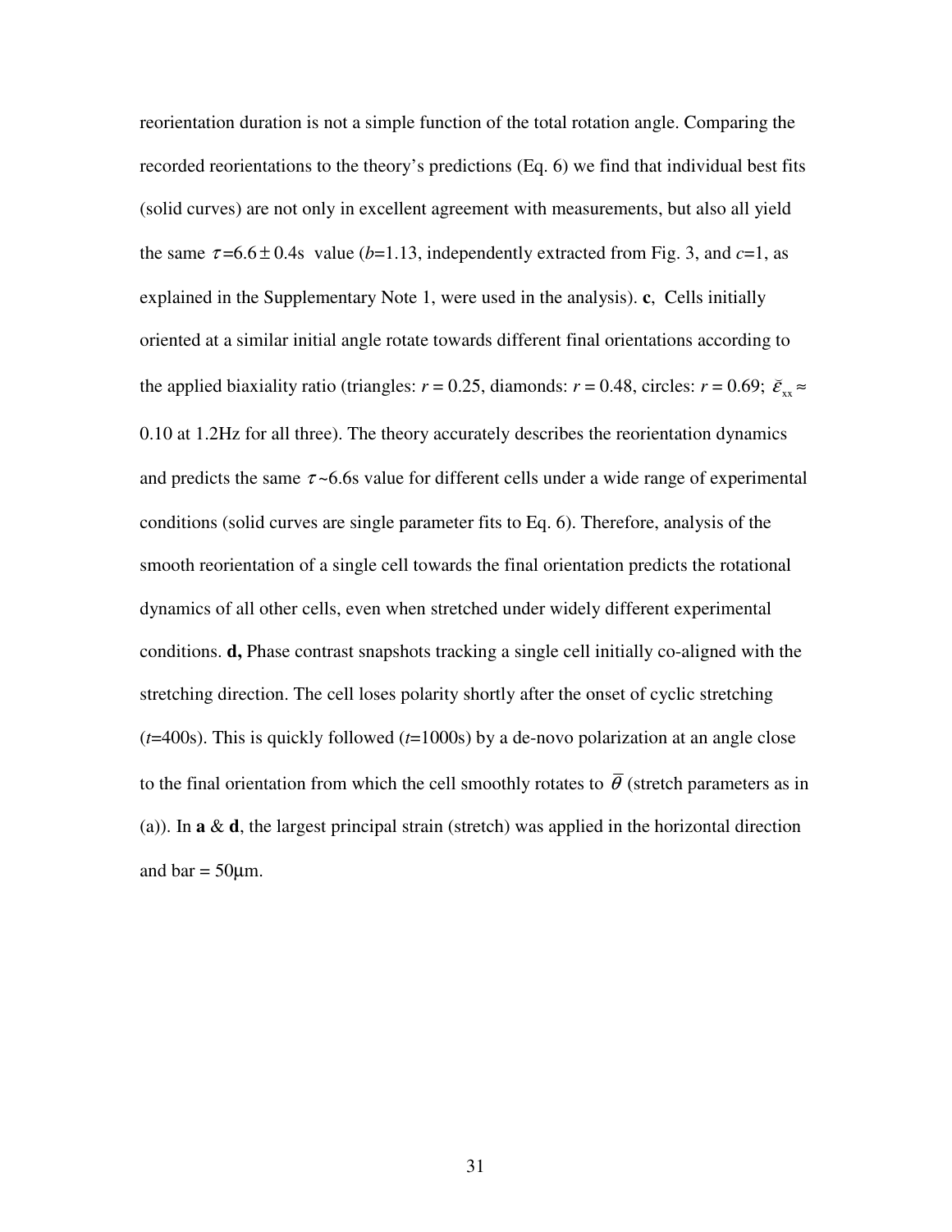reorientation duration is not a simple function of the total rotation angle. Comparing the recorded reorientations to the theory's predictions (Eq. 6) we find that individual best fits (solid curves) are not only in excellent agreement with measurements, but also all yield the same $\tau = 6.6 \pm 0.4$s value ($b$=1.13, independently extracted from Fig. 3, and $c$=1, as explained in the Supplementary Note 1, were used in the analysis). **c**, Cells initially oriented at a similar initial angle rotate towards different final orientations according to the applied biaxiality ratio (triangles: $r$ = 0.25, diamonds: $r$ = 0.48, circles: $r$ = 0.69; $\breve{\varepsilon}_{xx} \approx$ 0.10 at 1.2Hz for all three). The theory accurately describes the reorientation dynamics and predicts the same $\tau$~6.6s value for different cells under a wide range of experimental conditions (solid curves are single parameter fits to Eq. 6). Therefore, analysis of the smooth reorientation of a single cell towards the final orientation predicts the rotational dynamics of all other cells, even when stretched under widely different experimental conditions. **d,** Phase contrast snapshots tracking a single cell initially co-aligned with the stretching direction. The cell loses polarity shortly after the onset of cyclic stretching ($t$=400s). This is quickly followed ($t$=1000s) by a de-novo polarization at an angle close to the final orientation from which the cell smoothly rotates to $\overline{\theta}$ (stretch parameters as in (a)). In **a** & **d**, the largest principal strain (stretch) was applied in the horizontal direction and bar = 50μm.